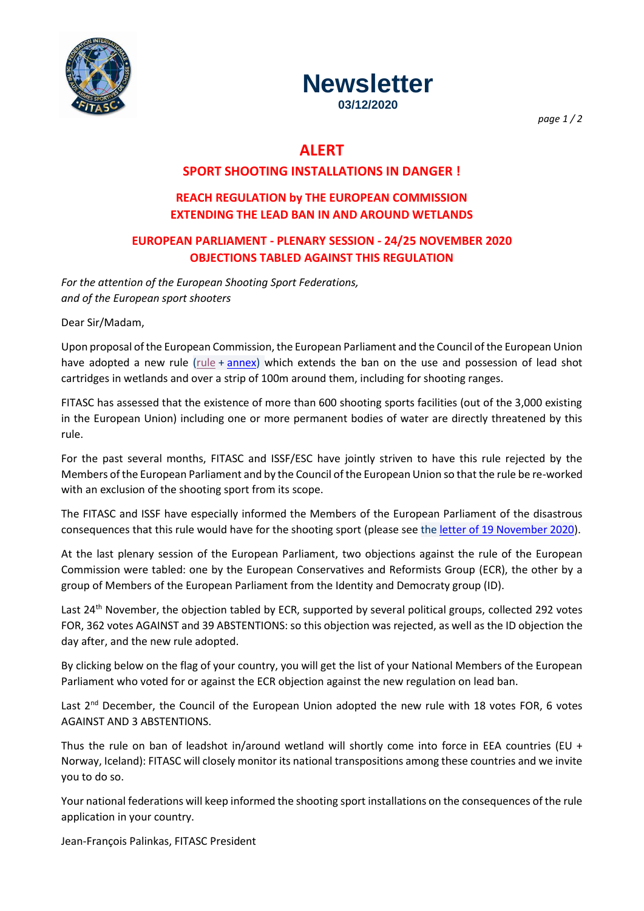# Newsletter

**03/12/2020**

## ALERT

### SPORT SHOOTING INSTALLATIONS IN DANGER !

### REACH REGULATION by THE EUROPEAN COMMISSION EXTENDING THE LEAD BAN IN AND AROUND WETLANDS

### EUROPEAN PARLIAMENT - PLENARY SESSION - 24/25 NOVEMBER 2020 OBJECTIONS TABLED AGAINST THIS REGULATION

*For the attention of the European Shooting Sport Federations, and of the European sport shooters*

Dear Sir/Madam,

Upon proposal of the European Commission, the European Parliament and the Council of the European Union have adopted a new rule (rule + annex) which extends the ban on the use and possession of lead shot cartridges in wetlands and over a strip of 100m around them, including for shooting ranges.

FITASC has assessed that the existence of more than 600 shooting sports facilities (out of the 3,000 existing in the European Union) including one or more permanent bodies of water are directly threatened by this rule.

For the past several months, FITASC and ISSF/ESC have jointly striven to have this rule rejected by the Members of the European Parliament and by the Council of the European Union so that the rule be re-worked with an exclusion of the shooting sport from its scope.

The FITASC and ISSF have especially informed the Members of the European Parliament of the disastrous consequences that this rule would have for the shooting sport (please see the letter of 19 November 2020).

At the last plenary session of the European Parliament, two objections against the rule of the European Commission were tabled: one by the European Conservatives and Reformists Group (ECR), the other by a group of Members of the European Parliament from the Identity and Democraty group (ID).

Last 24th November, the objection tabled by ECR, supported by several political groups, collected 292 votes FOR, 362 votes AGAINST and 39 ABSTENTIONS: so this objection was rejected, as well as the ID objection the day after, and the new rule adopted.

By clicking below on the flag of your country, you will get the list of your National Members of the European Parliament who voted for or against the ECR objection against the new regulation on lead ban.

Last 2nd December, the Council of the European Union adopted the new rule with 18 votes FOR, 6 votes AGAINST AND 3 ABSTENTIONS.

Thus the rule on ban of leadshot in/around wetland will shortly come into force in EEA countries (EU + Norway, Iceland): FITASC will closely monitor its national transpositions among these countries and we invite you to do so.

Your national federations will keep informed the shooting sport installations on the consequences of the rule application in your country.

Jean-François Palinkas, FITASC President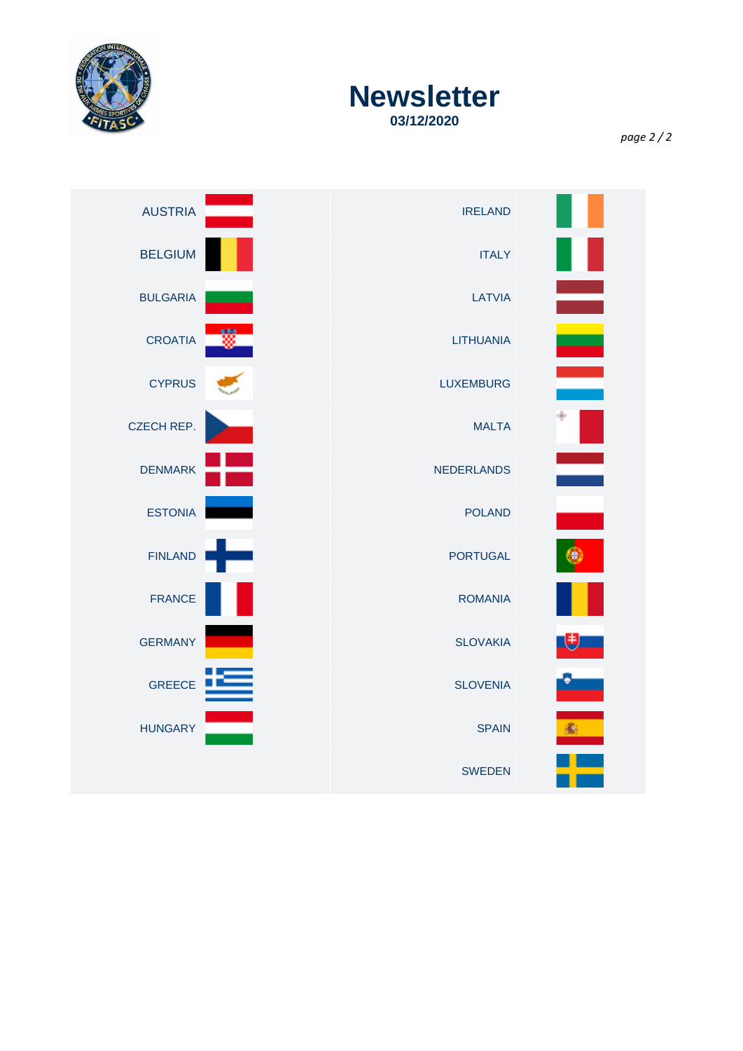# Newsletter

**03/12/2020**

| | |
|---|---|
| AUSTRIA | IRELAND |
| BELGIUM | ITALY |
| BULGARIA | LATVIA |
| CROATIA | LITHUANIA |
| CYPRUS | LUXEMBURG |
| CZECH REP. | MALTA |
| DENMARK | NEDERLANDS |
| ESTONIA | POLAND |
| FINLAND | PORTUGAL |
| FRANCE | ROMANIA |
| GERMANY | SLOVAKIA |
| GREECE | SLOVENIA |
| HUNGARY | SPAIN |
| | SWEDEN |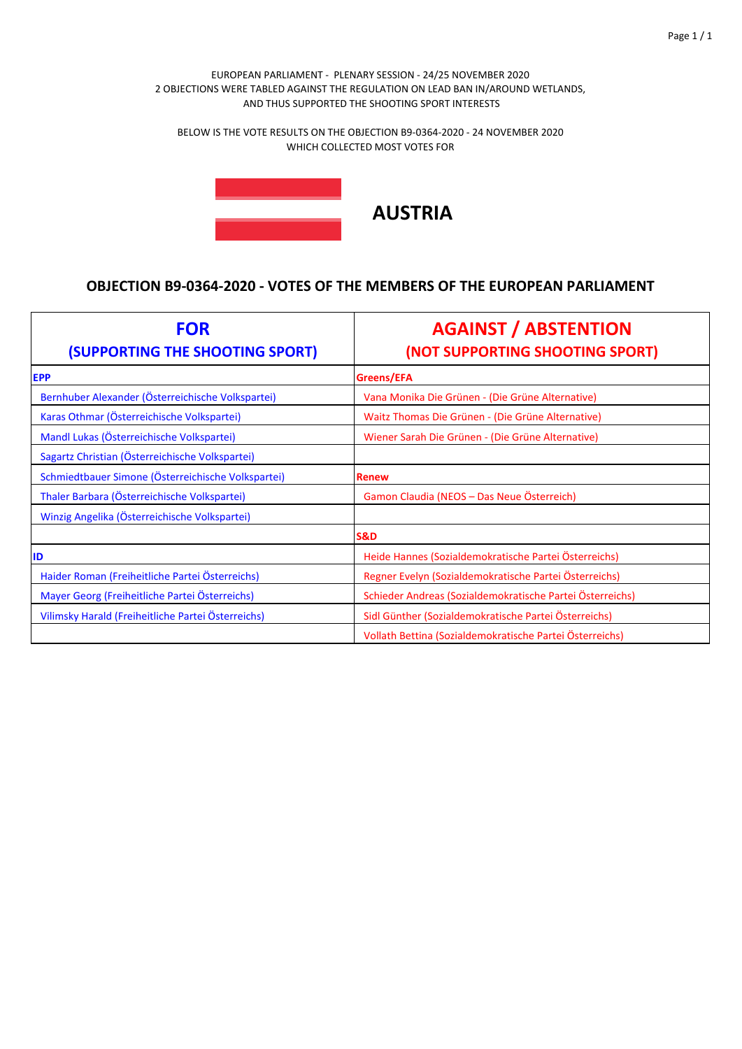EUROPEAN PARLIAMENT - PLENARY SESSION - 24/25 NOVEMBER 2020
2 OBJECTIONS WERE TABLED AGAINST THE REGULATION ON LEAD BAN IN/AROUND WETLANDS, AND THUS SUPPORTED THE SHOOTING SPORT INTERESTS

BELOW IS THE VOTE RESULTS ON THE OBJECTION B9-0364-2020 - 24 NOVEMBER 2020 WHICH COLLECTED MOST VOTES FOR

# AUSTRIA

## OBJECTION B9-0364-2020 - VOTES OF THE MEMBERS OF THE EUROPEAN PARLIAMENT

| FOR (SUPPORTING THE SHOOTING SPORT) | AGAINST / ABSTENTION (NOT SUPPORTING SHOOTING SPORT) |
|---|---|
| **EPP** | **Greens/EFA** |
| Bernhuber Alexander (Österreichische Volkspartei) | Vana Monika Die Grünen - (Die Grüne Alternative) |
| Karas Othmar (Österreichische Volkspartei) | Waitz Thomas Die Grünen - (Die Grüne Alternative) |
| Mandl Lukas (Österreichische Volkspartei) | Wiener Sarah Die Grünen - (Die Grüne Alternative) |
| Sagartz Christian (Österreichische Volkspartei) | |
| Schmiedtbauer Simone (Österreichische Volkspartei) | **Renew** |
| Thaler Barbara (Österreichische Volkspartei) | Gamon Claudia (NEOS – Das Neue Österreich) |
| Winzig Angelika (Österreichische Volkspartei) | |
| | **S&D** |
| **ID** | Heide Hannes (Sozialdemokratische Partei Österreichs) |
| Haider Roman (Freiheitliche Partei Österreichs) | Regner Evelyn (Sozialdemokratische Partei Österreichs) |
| Mayer Georg (Freiheitliche Partei Österreichs) | Schieder Andreas (Sozialdemokratische Partei Österreichs) |
| Vilimsky Harald (Freiheitliche Partei Österreichs) | Sidl Günther (Sozialdemokratische Partei Österreichs) |
| | Vollath Bettina (Sozialdemokratische Partei Österreichs) |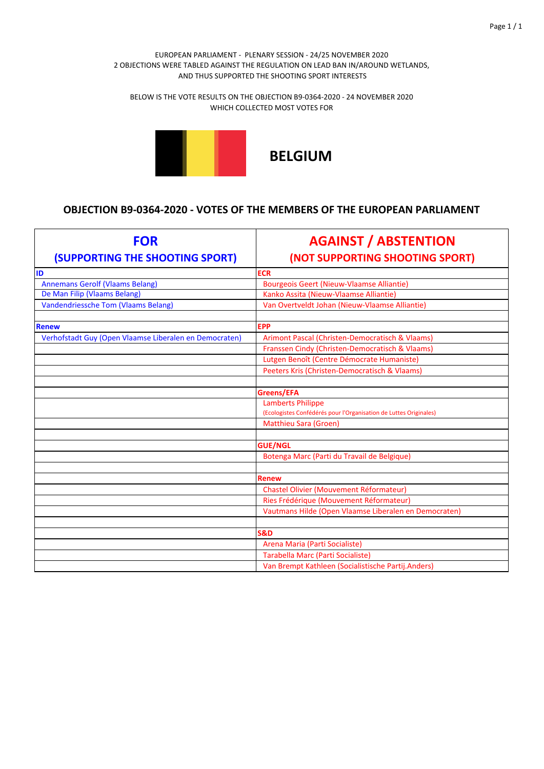EUROPEAN PARLIAMENT - PLENARY SESSION - 24/25 NOVEMBER 2020
2 OBJECTIONS WERE TABLED AGAINST THE REGULATION ON LEAD BAN IN/AROUND WETLANDS,
AND THUS SUPPORTED THE SHOOTING SPORT INTERESTS

BELOW IS THE VOTE RESULTS ON THE OBJECTION B9-0364-2020 - 24 NOVEMBER 2020
WHICH COLLECTED MOST VOTES FOR

# BELGIUM

## OBJECTION B9-0364-2020 - VOTES OF THE MEMBERS OF THE EUROPEAN PARLIAMENT

| FOR (SUPPORTING THE SHOOTING SPORT) | AGAINST / ABSTENTION (NOT SUPPORTING SHOOTING SPORT) |
|---|---|
| **ID** | **ECR** |
| Annemans Gerolf (Vlaams Belang) | Bourgeois Geert (Nieuw-Vlaamse Alliantie) |
| De Man Filip (Vlaams Belang) | Kanko Assita (Nieuw-Vlaamse Alliantie) |
| Vandendriessche Tom (Vlaams Belang) | Van Overtveldt Johan (Nieuw-Vlaamse Alliantie) |
| | |
| **Renew** | **EPP** |
| Verhofstadt Guy (Open Vlaamse Liberalen en Democraten) | Arimont Pascal (Christen-Democratisch & Vlaams) |
| | Franssen Cindy (Christen-Democratisch & Vlaams) |
| | Lutgen Benoît (Centre Démocrate Humaniste) |
| | Peeters Kris (Christen-Democratisch & Vlaams) |
| | |
| | **Greens/EFA** |
| | Lamberts Philippe (Ecologistes Confédérés pour l'Organisation de Luttes Originales) |
| | Matthieu Sara (Groen) |
| | |
| | **GUE/NGL** |
| | Botenga Marc (Parti du Travail de Belgique) |
| | |
| | **Renew** |
| | Chastel Olivier (Mouvement Réformateur) |
| | Ries Frédérique (Mouvement Réformateur) |
| | Vautmans Hilde (Open Vlaamse Liberalen en Democraten) |
| | |
| | **S&D** |
| | Arena Maria (Parti Socialiste) |
| | Tarabella Marc (Parti Socialiste) |
| | Van Brempt Kathleen (Socialistische Partij.Anders) |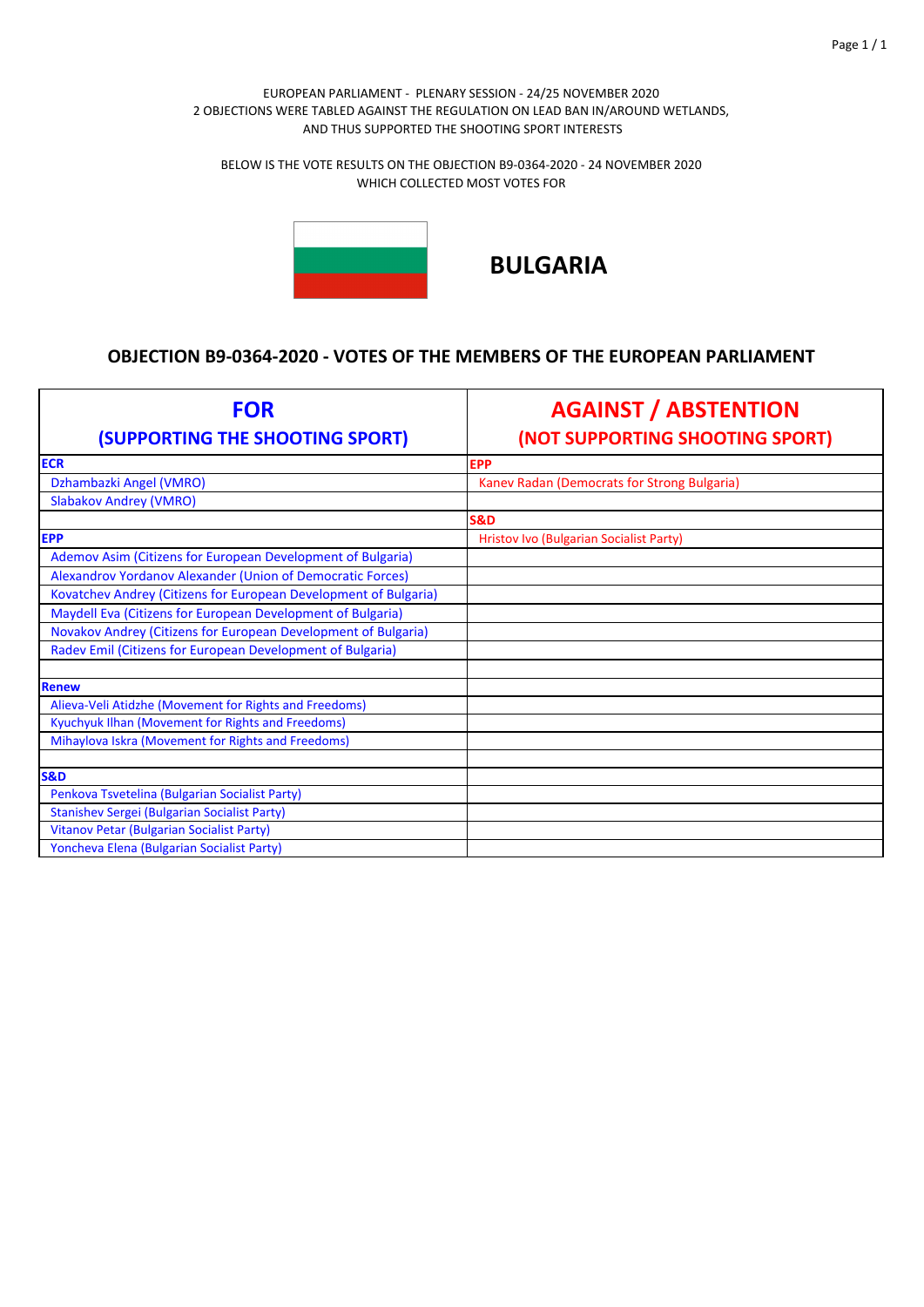EUROPEAN PARLIAMENT - PLENARY SESSION - 24/25 NOVEMBER 2020
2 OBJECTIONS WERE TABLED AGAINST THE REGULATION ON LEAD BAN IN/AROUND WETLANDS,
AND THUS SUPPORTED THE SHOOTING SPORT INTERESTS

BELOW IS THE VOTE RESULTS ON THE OBJECTION B9-0364-2020 - 24 NOVEMBER 2020
WHICH COLLECTED MOST VOTES FOR

# BULGARIA

## OBJECTION B9-0364-2020 - VOTES OF THE MEMBERS OF THE EUROPEAN PARLIAMENT

| FOR (SUPPORTING THE SHOOTING SPORT) | AGAINST / ABSTENTION (NOT SUPPORTING SHOOTING SPORT) |
|---|---|
| **ECR** | **EPP** |
| Dzhambazki Angel (VMRO) | Kanev Radan (Democrats for Strong Bulgaria) |
| Slabakov Andrey (VMRO) | |
| | **S&D** |
| **EPP** | Hristov Ivo (Bulgarian Socialist Party) |
| Ademov Asim (Citizens for European Development of Bulgaria) | |
| Alexandrov Yordanov Alexander (Union of Democratic Forces) | |
| Kovatchev Andrey (Citizens for European Development of Bulgaria) | |
| Maydell Eva (Citizens for European Development of Bulgaria) | |
| Novakov Andrey (Citizens for European Development of Bulgaria) | |
| Radev Emil (Citizens for European Development of Bulgaria) | |
| | |
| **Renew** | |
| Alieva-Veli Atidzhe (Movement for Rights and Freedoms) | |
| Kyuchyuk Ilhan (Movement for Rights and Freedoms) | |
| Mihaylova Iskra (Movement for Rights and Freedoms) | |
| | |
| **S&D** | |
| Penkova Tsvetelina (Bulgarian Socialist Party) | |
| Stanishev Sergei (Bulgarian Socialist Party) | |
| Vitanov Petar (Bulgarian Socialist Party) | |
| Yoncheva Elena (Bulgarian Socialist Party) | |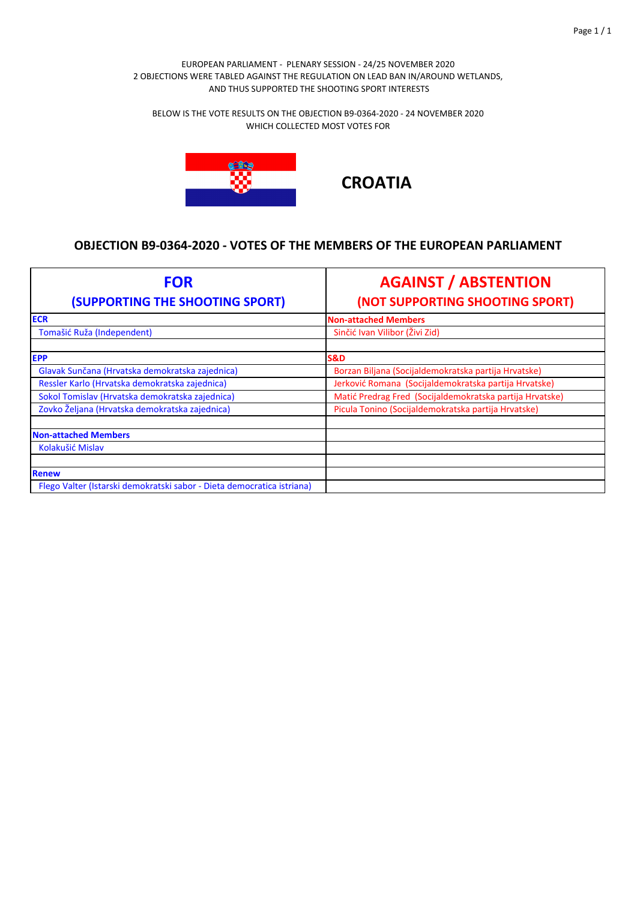EUROPEAN PARLIAMENT - PLENARY SESSION - 24/25 NOVEMBER 2020
2 OBJECTIONS WERE TABLED AGAINST THE REGULATION ON LEAD BAN IN/AROUND WETLANDS,
AND THUS SUPPORTED THE SHOOTING SPORT INTERESTS

BELOW IS THE VOTE RESULTS ON THE OBJECTION B9-0364-2020 - 24 NOVEMBER 2020
WHICH COLLECTED MOST VOTES FOR

# CROATIA

## OBJECTION B9-0364-2020 - VOTES OF THE MEMBERS OF THE EUROPEAN PARLIAMENT

| FOR (SUPPORTING THE SHOOTING SPORT) | AGAINST / ABSTENTION (NOT SUPPORTING SHOOTING SPORT) |
|---|---|
| **ECR** | **Non-attached Members** |
| Tomašić Ruža (Independent) | Sinčić Ivan Vilibor (Živi Zid) |
| | |
| **EPP** | **S&D** |
| Glavak Sunčana (Hrvatska demokratska zajednica) | Borzan Biljana (Socijaldemokratska partija Hrvatske) |
| Ressler Karlo (Hrvatska demokratska zajednica) | Jerković Romana (Socijaldemokratska partija Hrvatske) |
| Sokol Tomislav (Hrvatska demokratska zajednica) | Matić Predrag Fred (Socijaldemokratska partija Hrvatske) |
| Zovko Željana (Hrvatska demokratska zajednica) | Picula Tonino (Socijaldemokratska partija Hrvatske) |
| | |
| **Non-attached Members** | |
| Kolakušić Mislav | |
| | |
| **Renew** | |
| Flego Valter (Istarski demokratski sabor - Dieta democratica istriana) | |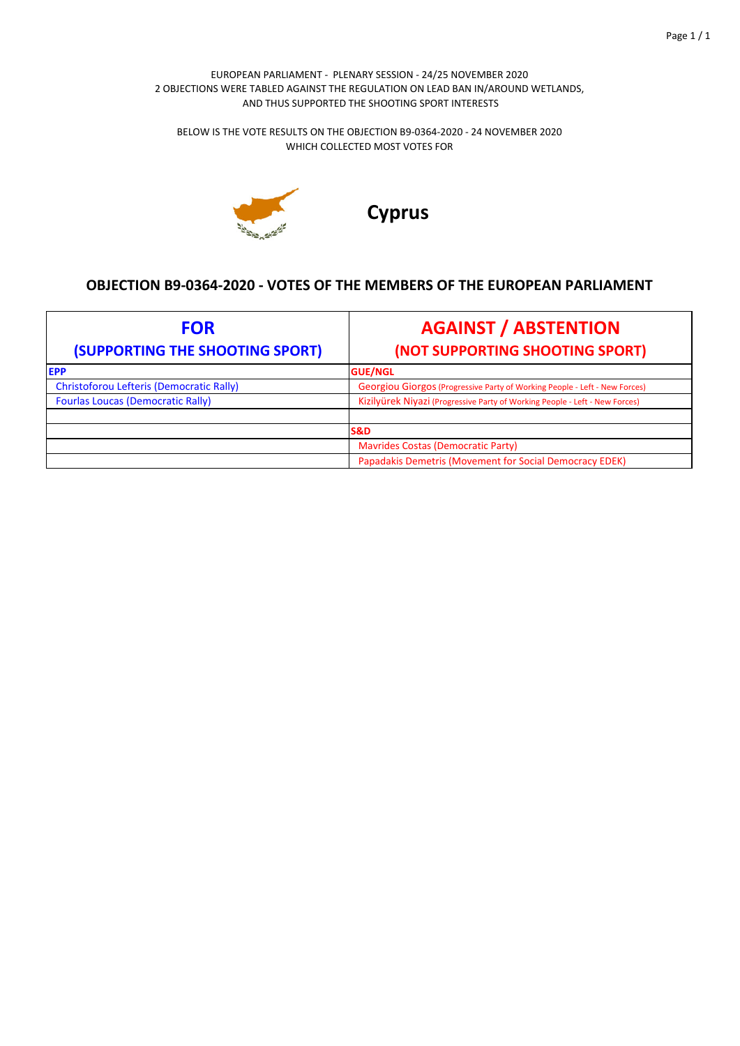EUROPEAN PARLIAMENT - PLENARY SESSION - 24/25 NOVEMBER 2020
2 OBJECTIONS WERE TABLED AGAINST THE REGULATION ON LEAD BAN IN/AROUND WETLANDS, AND THUS SUPPORTED THE SHOOTING SPORT INTERESTS

BELOW IS THE VOTE RESULTS ON THE OBJECTION B9-0364-2020 - 24 NOVEMBER 2020 WHICH COLLECTED MOST VOTES FOR

# Cyprus

## OBJECTION B9-0364-2020 - VOTES OF THE MEMBERS OF THE EUROPEAN PARLIAMENT

| FOR (SUPPORTING THE SHOOTING SPORT) | AGAINST / ABSTENTION (NOT SUPPORTING SHOOTING SPORT) |
|---|---|
| **EPP** | **GUE/NGL** |
| Christoforou Lefteris (Democratic Rally) | Georgiou Giorgos (Progressive Party of Working People - Left - New Forces) |
| Fourlas Loucas (Democratic Rally) | Kizilyürek Niyazi (Progressive Party of Working People - Left - New Forces) |
| | |
| | **S&D** |
| | Mavrides Costas (Democratic Party) |
| | Papadakis Demetris (Movement for Social Democracy EDEK) |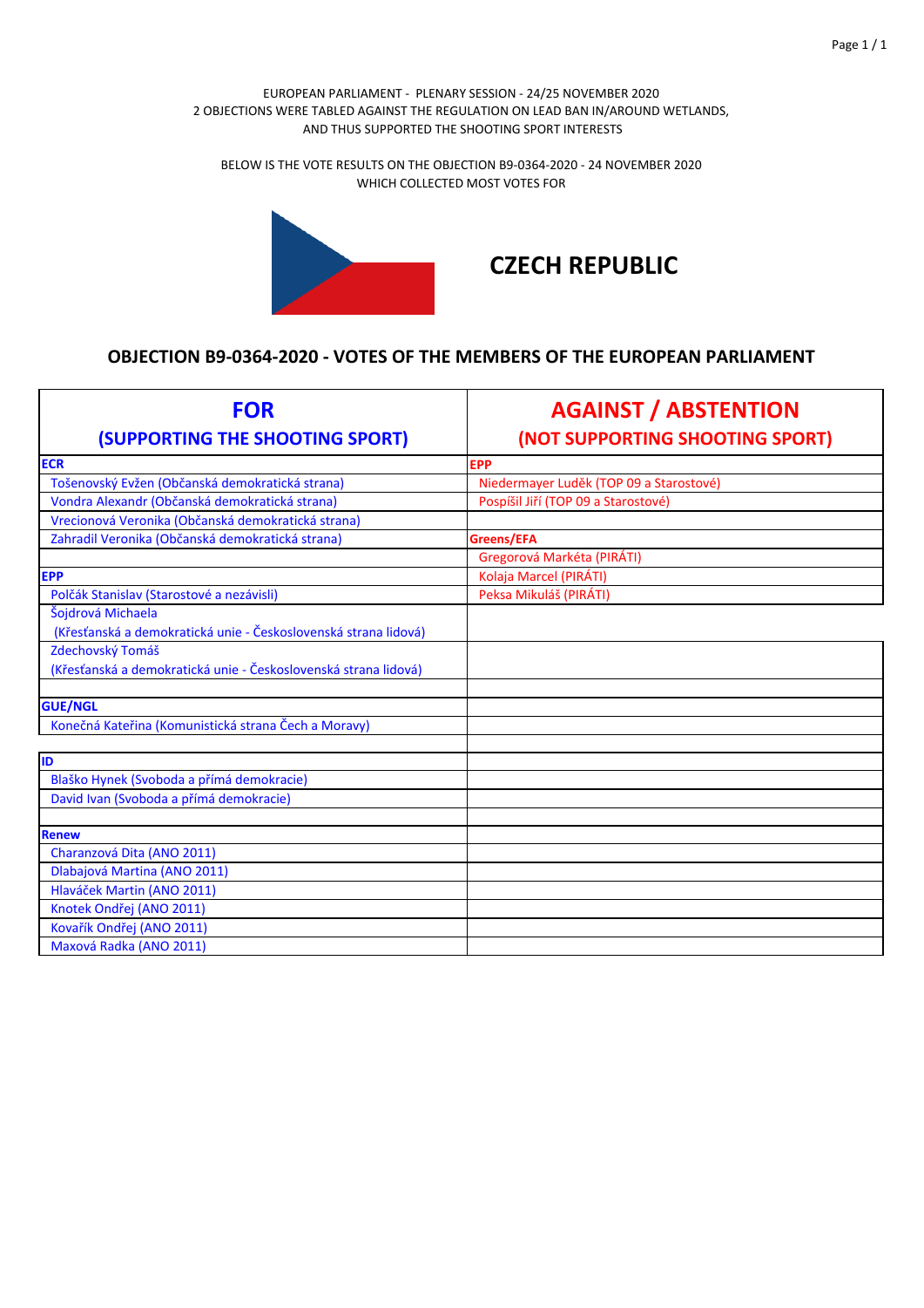EUROPEAN PARLIAMENT - PLENARY SESSION - 24/25 NOVEMBER 2020
2 OBJECTIONS WERE TABLED AGAINST THE REGULATION ON LEAD BAN IN/AROUND WETLANDS, AND THUS SUPPORTED THE SHOOTING SPORT INTERESTS

BELOW IS THE VOTE RESULTS ON THE OBJECTION B9-0364-2020 - 24 NOVEMBER 2020 WHICH COLLECTED MOST VOTES FOR

# CZECH REPUBLIC

## OBJECTION B9-0364-2020 - VOTES OF THE MEMBERS OF THE EUROPEAN PARLIAMENT

| FOR (SUPPORTING THE SHOOTING SPORT) | AGAINST / ABSTENTION (NOT SUPPORTING SHOOTING SPORT) |
|---|---|
| **ECR** | **EPP** |
| Tošenovský Evžen (Občanská demokratická strana) | Niedermayer Luděk (TOP 09 a Starostové) |
| Vondra Alexandr (Občanská demokratická strana) | Pospíšil Jiří (TOP 09 a Starostové) |
| Vrecionová Veronika (Občanská demokratická strana) | |
| Zahradil Veronika (Občanská demokratická strana) | **Greens/EFA** |
| | Gregorová Markéta (PIRÁTI) |
| **EPP** | Kolaja Marcel (PIRÁTI) |
| Polčák Stanislav (Starostové a nezávisli) | Peksa Mikuláš (PIRÁTI) |
| Šojdrová Michaela (Křesťanská a demokratická unie - Československá strana lidová) | |
| Zdechovský Tomáš (Křesťanská a demokratická unie - Československá strana lidová) | |
| | |
| **GUE/NGL** | |
| Konečná Kateřina (Komunistická strana Čech a Moravy) | |
| | |
| **ID** | |
| Blaško Hynek (Svoboda a přímá demokracie) | |
| David Ivan (Svoboda a přímá demokracie) | |
| | |
| **Renew** | |
| Charanzová Dita (ANO 2011) | |
| Dlabajová Martina (ANO 2011) | |
| Hlaváček Martin (ANO 2011) | |
| Knotek Ondřej (ANO 2011) | |
| Kovařík Ondřej (ANO 2011) | |
| Maxová Radka (ANO 2011) | |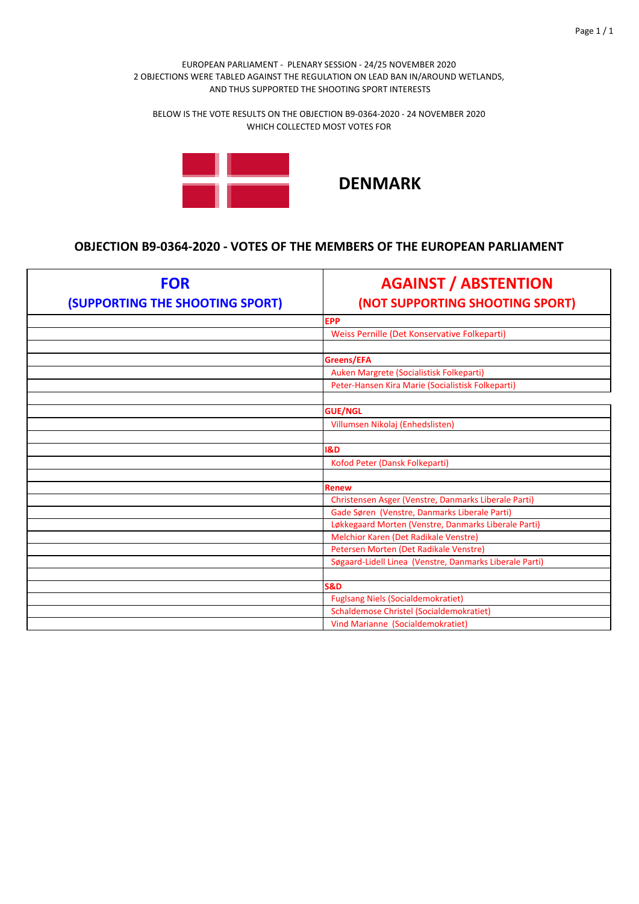EUROPEAN PARLIAMENT - PLENARY SESSION - 24/25 NOVEMBER 2020
2 OBJECTIONS WERE TABLED AGAINST THE REGULATION ON LEAD BAN IN/AROUND WETLANDS, AND THUS SUPPORTED THE SHOOTING SPORT INTERESTS

BELOW IS THE VOTE RESULTS ON THE OBJECTION B9-0364-2020 - 24 NOVEMBER 2020 WHICH COLLECTED MOST VOTES FOR

# DENMARK

## OBJECTION B9-0364-2020 - VOTES OF THE MEMBERS OF THE EUROPEAN PARLIAMENT

| FOR (SUPPORTING THE SHOOTING SPORT) | AGAINST / ABSTENTION (NOT SUPPORTING SHOOTING SPORT) |
|---|---|
| | **EPP** |
| | Weiss Pernille (Det Konservative Folkeparti) |
| | |
| | **Greens/EFA** |
| | Auken Margrete (Socialistisk Folkeparti) |
| | Peter-Hansen Kira Marie (Socialistisk Folkeparti) |
| | |
| | **GUE/NGL** |
| | Villumsen Nikolaj (Enhedslisten) |
| | |
| | **I&D** |
| | Kofod Peter (Dansk Folkeparti) |
| | |
| | **Renew** |
| | Christensen Asger (Venstre, Danmarks Liberale Parti) |
| | Gade Søren (Venstre, Danmarks Liberale Parti) |
| | Løkkegaard Morten (Venstre, Danmarks Liberale Parti) |
| | Melchior Karen (Det Radikale Venstre) |
| | Petersen Morten (Det Radikale Venstre) |
| | Søgaard-Lidell Linea (Venstre, Danmarks Liberale Parti) |
| | |
| | **S&D** |
| | Fuglsang Niels (Socialdemokratiet) |
| | Schaldemose Christel (Socialdemokratiet) |
| | Vind Marianne (Socialdemokratiet) |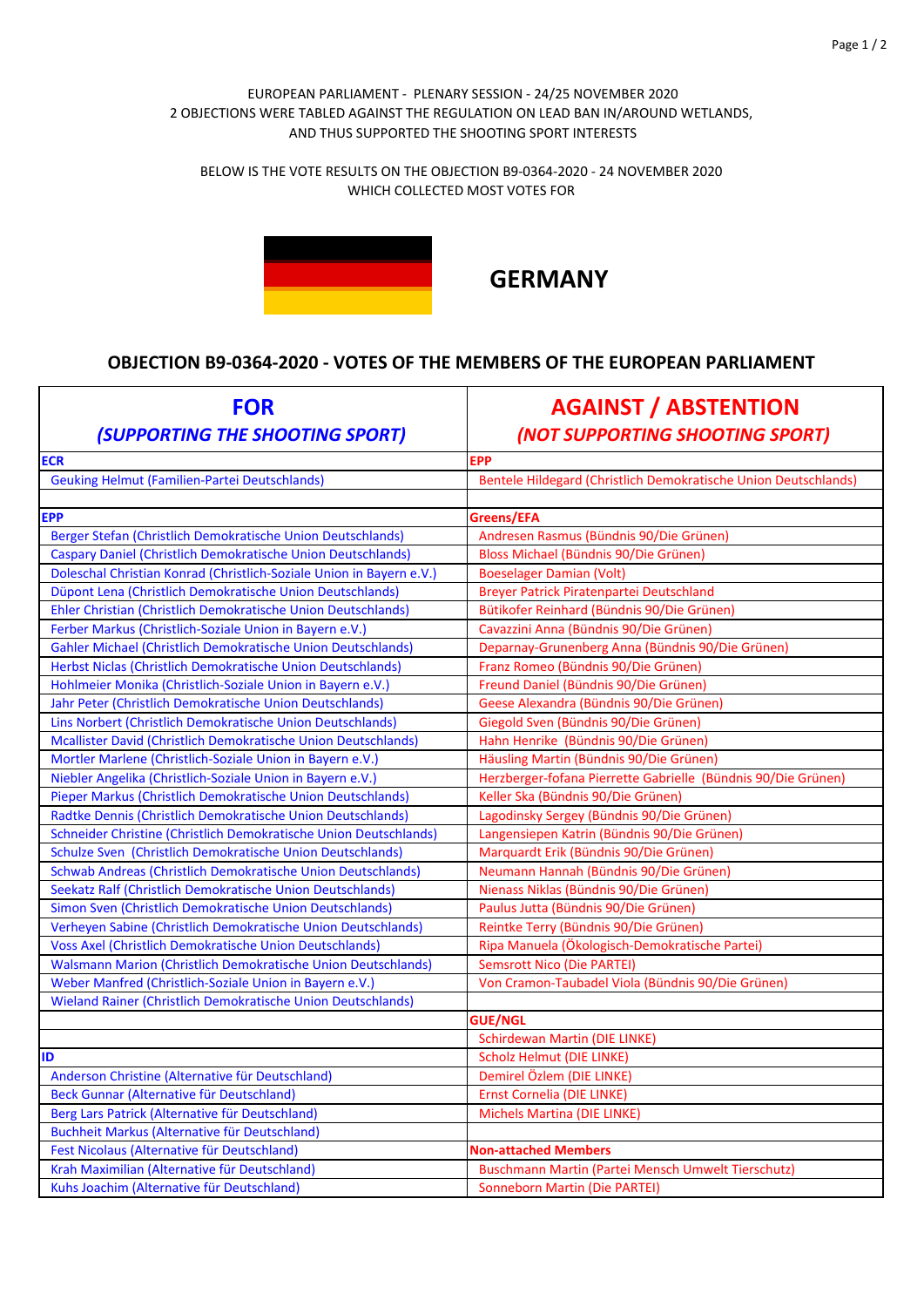EUROPEAN PARLIAMENT - PLENARY SESSION - 24/25 NOVEMBER 2020
2 OBJECTIONS WERE TABLED AGAINST THE REGULATION ON LEAD BAN IN/AROUND WETLANDS,
AND THUS SUPPORTED THE SHOOTING SPORT INTERESTS

BELOW IS THE VOTE RESULTS ON THE OBJECTION B9-0364-2020 - 24 NOVEMBER 2020
WHICH COLLECTED MOST VOTES FOR

## GERMANY

### OBJECTION B9-0364-2020 - VOTES OF THE MEMBERS OF THE EUROPEAN PARLIAMENT

| **FOR** *(SUPPORTING THE SHOOTING SPORT)* | **AGAINST / ABSTENTION** *(NOT SUPPORTING SHOOTING SPORT)* |
|---|---|
| **ECR** | **EPP** |
| Geuking Helmut (Familien-Partei Deutschlands) | Bentele Hildegard (Christlich Demokratische Union Deutschlands) |
| | |
| **EPP** | **Greens/EFA** |
| Berger Stefan (Christlich Demokratische Union Deutschlands) | Andresen Rasmus (Bündnis 90/Die Grünen) |
| Caspary Daniel (Christlich Demokratische Union Deutschlands) | Bloss Michael (Bündnis 90/Die Grünen) |
| Doleschal Christian Konrad (Christlich-Soziale Union in Bayern e.V.) | Boeselager Damian (Volt) |
| Düpont Lena (Christlich Demokratische Union Deutschlands) | Breyer Patrick Piratenpartei Deutschland |
| Ehler Christian (Christlich Demokratische Union Deutschlands) | Bütikofer Reinhard (Bündnis 90/Die Grünen) |
| Ferber Markus (Christlich-Soziale Union in Bayern e.V.) | Cavazzini Anna (Bündnis 90/Die Grünen) |
| Gahler Michael (Christlich Demokratische Union Deutschlands) | Deparnay-Grunenberg Anna (Bündnis 90/Die Grünen) |
| Herbst Niclas (Christlich Demokratische Union Deutschlands) | Franz Romeo (Bündnis 90/Die Grünen) |
| Hohlmeier Monika (Christlich-Soziale Union in Bayern e.V.) | Freund Daniel (Bündnis 90/Die Grünen) |
| Jahr Peter (Christlich Demokratische Union Deutschlands) | Geese Alexandra (Bündnis 90/Die Grünen) |
| Lins Norbert (Christlich Demokratische Union Deutschlands) | Giegold Sven (Bündnis 90/Die Grünen) |
| Mcallister David (Christlich Demokratische Union Deutschlands) | Hahn Henrike (Bündnis 90/Die Grünen) |
| Mortler Marlene (Christlich-Soziale Union in Bayern e.V.) | Häusling Martin (Bündnis 90/Die Grünen) |
| Niebler Angelika (Christlich-Soziale Union in Bayern e.V.) | Herzberger-fofana Pierrette Gabrielle (Bündnis 90/Die Grünen) |
| Pieper Markus (Christlich Demokratische Union Deutschlands) | Keller Ska (Bündnis 90/Die Grünen) |
| Radtke Dennis (Christlich Demokratische Union Deutschlands) | Lagodinsky Sergey (Bündnis 90/Die Grünen) |
| Schneider Christine (Christlich Demokratische Union Deutschlands) | Langensiepen Katrin (Bündnis 90/Die Grünen) |
| Schulze Sven (Christlich Demokratische Union Deutschlands) | Marquardt Erik (Bündnis 90/Die Grünen) |
| Schwab Andreas (Christlich Demokratische Union Deutschlands) | Neumann Hannah (Bündnis 90/Die Grünen) |
| Seekatz Ralf (Christlich Demokratische Union Deutschlands) | Nienass Niklas (Bündnis 90/Die Grünen) |
| Simon Sven (Christlich Demokratische Union Deutschlands) | Paulus Jutta (Bündnis 90/Die Grünen) |
| Verheyen Sabine (Christlich Demokratische Union Deutschlands) | Reintke Terry (Bündnis 90/Die Grünen) |
| Voss Axel (Christlich Demokratische Union Deutschlands) | Ripa Manuela (Ökologisch-Demokratische Partei) |
| Walsmann Marion (Christlich Demokratische Union Deutschlands) | Semsrott Nico (Die PARTEI) |
| Weber Manfred (Christlich-Soziale Union in Bayern e.V.) | Von Cramon-Taubadel Viola (Bündnis 90/Die Grünen) |
| Wieland Rainer (Christlich Demokratische Union Deutschlands) | |
| | **GUE/NGL** |
| | Schirdewan Martin (DIE LINKE) |
| **ID** | Scholz Helmut (DIE LINKE) |
| Anderson Christine (Alternative für Deutschland) | Demirel Özlem (DIE LINKE) |
| Beck Gunnar (Alternative für Deutschland) | Ernst Cornelia (DIE LINKE) |
| Berg Lars Patrick (Alternative für Deutschland) | Michels Martina (DIE LINKE) |
| Buchheit Markus (Alternative für Deutschland) | |
| Fest Nicolaus (Alternative für Deutschland) | **Non-attached Members** |
| Krah Maximilian (Alternative für Deutschland) | Buschmann Martin (Partei Mensch Umwelt Tierschutz) |
| Kuhs Joachim (Alternative für Deutschland) | Sonneborn Martin (Die PARTEI) |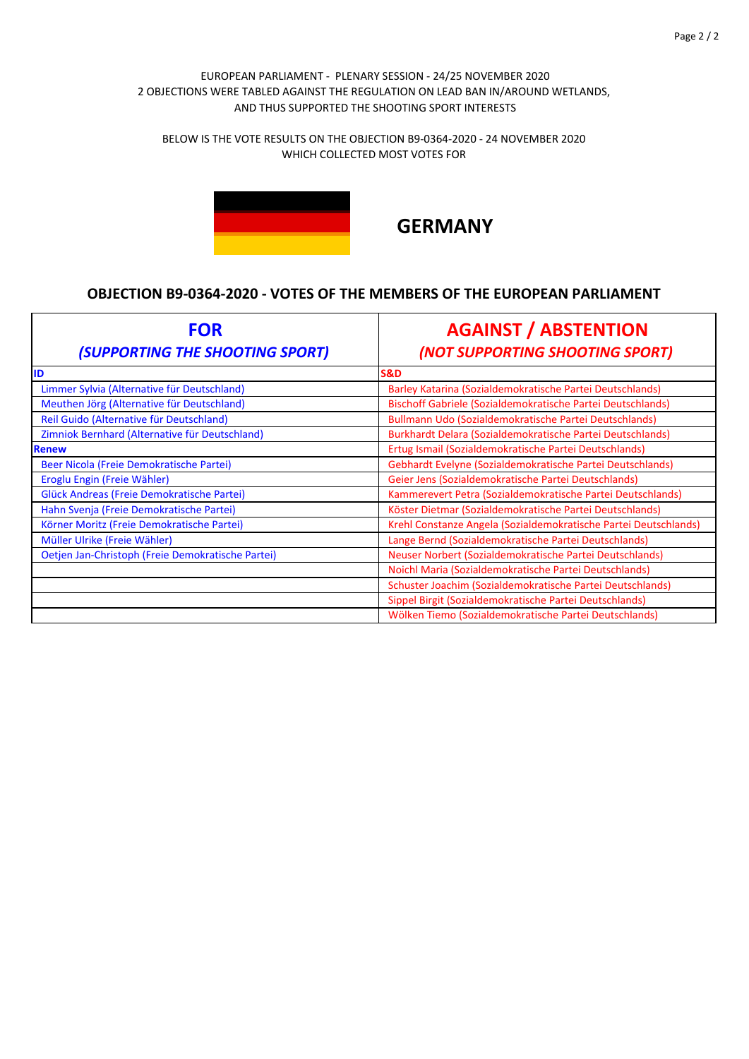EUROPEAN PARLIAMENT - PLENARY SESSION - 24/25 NOVEMBER 2020
2 OBJECTIONS WERE TABLED AGAINST THE REGULATION ON LEAD BAN IN/AROUND WETLANDS, AND THUS SUPPORTED THE SHOOTING SPORT INTERESTS

BELOW IS THE VOTE RESULTS ON THE OBJECTION B9-0364-2020 - 24 NOVEMBER 2020
WHICH COLLECTED MOST VOTES FOR

## GERMANY

### OBJECTION B9-0364-2020 - VOTES OF THE MEMBERS OF THE EUROPEAN PARLIAMENT

| FOR *(SUPPORTING THE SHOOTING SPORT)* | AGAINST / ABSTENTION *(NOT SUPPORTING SHOOTING SPORT)* |
|---|---|
| **ID** | **S&D** |
| Limmer Sylvia (Alternative für Deutschland) | Barley Katarina (Sozialdemokratische Partei Deutschlands) |
| Meuthen Jörg (Alternative für Deutschland) | Bischoff Gabriele (Sozialdemokratische Partei Deutschlands) |
| Reil Guido (Alternative für Deutschland) | Bullmann Udo (Sozialdemokratische Partei Deutschlands) |
| Zimniok Bernhard (Alternative für Deutschland) | Burkhardt Delara (Sozialdemokratische Partei Deutschlands) |
| **Renew** | Ertug Ismail (Sozialdemokratische Partei Deutschlands) |
| Beer Nicola (Freie Demokratische Partei) | Gebhardt Evelyne (Sozialdemokratische Partei Deutschlands) |
| Eroglu Engin (Freie Wähler) | Geier Jens (Sozialdemokratische Partei Deutschlands) |
| Glück Andreas (Freie Demokratische Partei) | Kammerevert Petra (Sozialdemokratische Partei Deutschlands) |
| Hahn Svenja (Freie Demokratische Partei) | Köster Dietmar (Sozialdemokratische Partei Deutschlands) |
| Körner Moritz (Freie Demokratische Partei) | Krehl Constanze Angela (Sozialdemokratische Partei Deutschlands) |
| Müller Ulrike (Freie Wähler) | Lange Bernd (Sozialdemokratische Partei Deutschlands) |
| Oetjen Jan-Christoph (Freie Demokratische Partei) | Neuser Norbert (Sozialdemokratische Partei Deutschlands) |
| | Noichl Maria (Sozialdemokratische Partei Deutschlands) |
| | Schuster Joachim (Sozialdemokratische Partei Deutschlands) |
| | Sippel Birgit (Sozialdemokratische Partei Deutschlands) |
| | Wölken Tiemo (Sozialdemokratische Partei Deutschlands) |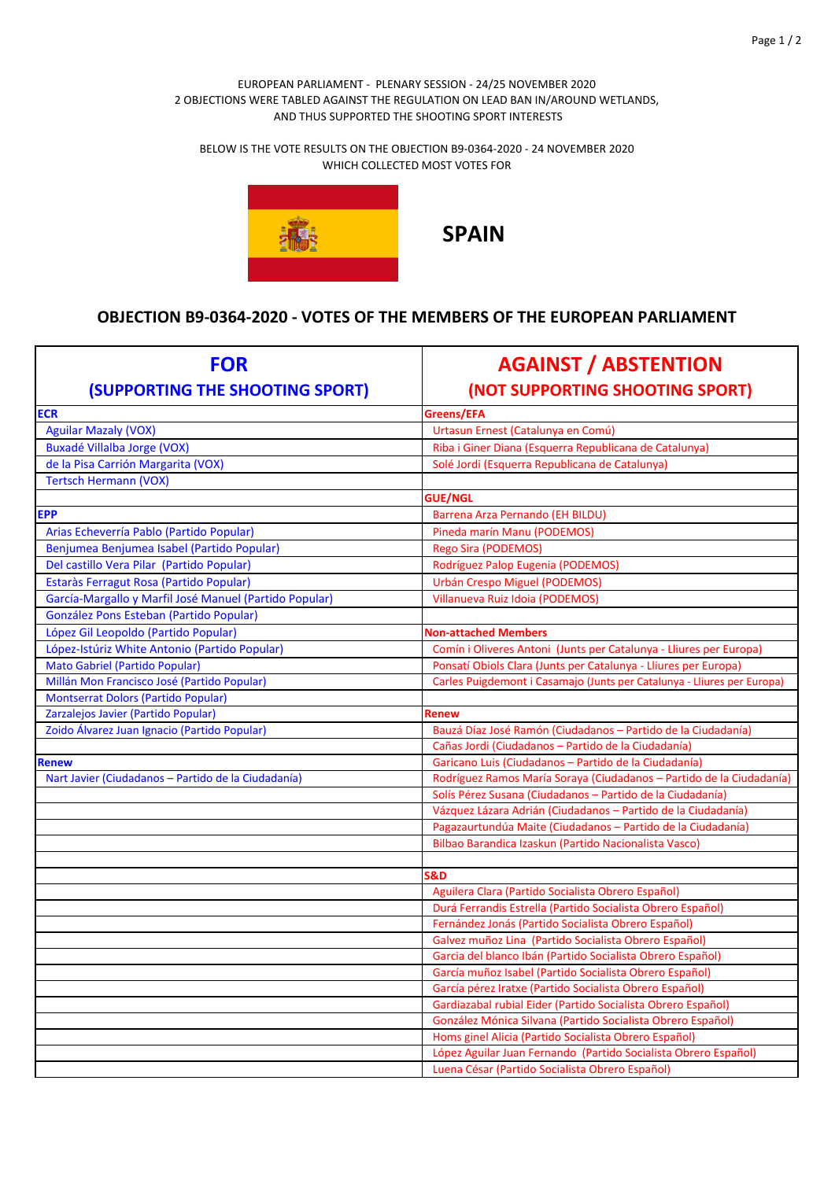EUROPEAN PARLIAMENT - PLENARY SESSION - 24/25 NOVEMBER 2020
2 OBJECTIONS WERE TABLED AGAINST THE REGULATION ON LEAD BAN IN/AROUND WETLANDS,
AND THUS SUPPORTED THE SHOOTING SPORT INTERESTS

BELOW IS THE VOTE RESULTS ON THE OBJECTION B9-0364-2020 - 24 NOVEMBER 2020
WHICH COLLECTED MOST VOTES FOR

**SPAIN**

## OBJECTION B9-0364-2020 - VOTES OF THE MEMBERS OF THE EUROPEAN PARLIAMENT

| FOR (SUPPORTING THE SHOOTING SPORT) | AGAINST / ABSTENTION (NOT SUPPORTING SHOOTING SPORT) |
|---|---|
| **ECR** | **Greens/EFA** |
| Aguilar Mazaly (VOX) | Urtasun Ernest (Catalunya en Comú) |
| Buxadé Villalba Jorge (VOX) | Riba i Giner Diana (Esquerra Republicana de Catalunya) |
| de la Pisa Carrión Margarita (VOX) | Solé Jordi (Esquerra Republicana de Catalunya) |
| Tertsch Hermann (VOX) | |
| | **GUE/NGL** |
| **EPP** | Barrena Arza Pernando (EH BILDU) |
| Arias Echeverría Pablo (Partido Popular) | Pineda marín Manu (PODEMOS) |
| Benjumea Benjumea Isabel (Partido Popular) | Rego Sira (PODEMOS) |
| Del castillo Vera Pilar (Partido Popular) | Rodríguez Palop Eugenia (PODEMOS) |
| Estaràs Ferragut Rosa (Partido Popular) | Urbán Crespo Miguel (PODEMOS) |
| García-Margallo y Marfil José Manuel (Partido Popular) | Villanueva Ruiz Idoia (PODEMOS) |
| González Pons Esteban (Partido Popular) | |
| López Gil Leopoldo (Partido Popular) | **Non-attached Members** |
| López-Istúriz White Antonio (Partido Popular) | Comín i Oliveres Antoni (Junts per Catalunya - Lliures per Europa) |
| Mato Gabriel (Partido Popular) | Ponsatí Obiols Clara (Junts per Catalunya - Lliures per Europa) |
| Millán Mon Francisco José (Partido Popular) | Carles Puigdemont i Casamajo (Junts per Catalunya - Lliures per Europa) |
| Montserrat Dolors (Partido Popular) | |
| Zarzalejos Javier (Partido Popular) | **Renew** |
| Zoido Álvarez Juan Ignacio (Partido Popular) | Bauzá Díaz José Ramón (Ciudadanos – Partido de la Ciudadanía) |
| | Cañas Jordi (Ciudadanos – Partido de la Ciudadanía) |
| **Renew** | Garicano Luis (Ciudadanos – Partido de la Ciudadanía) |
| Nart Javier (Ciudadanos – Partido de la Ciudadanía) | Rodríguez Ramos María Soraya (Ciudadanos – Partido de la Ciudadanía) |
| | Solís Pérez Susana (Ciudadanos – Partido de la Ciudadanía) |
| | Vázquez Lázara Adrián (Ciudadanos – Partido de la Ciudadanía) |
| | Pagazaurtundúa Maite (Ciudadanos – Partido de la Ciudadanía) |
| | Bilbao Barandica Izaskun (Partido Nacionalista Vasco) |
| | |
| | **S&D** |
| | Aguilera Clara (Partido Socialista Obrero Español) |
| | Durá Ferrandis Estrella (Partido Socialista Obrero Español) |
| | Fernández Jonás (Partido Socialista Obrero Español) |
| | Galvez muñoz Lina (Partido Socialista Obrero Español) |
| | Garcia del blanco Ibán (Partido Socialista Obrero Español) |
| | García muñoz Isabel (Partido Socialista Obrero Español) |
| | García pérez Iratxe (Partido Socialista Obrero Español) |
| | Gardiazabal rubial Eider (Partido Socialista Obrero Español) |
| | González Mónica Silvana (Partido Socialista Obrero Español) |
| | Homs ginel Alicia (Partido Socialista Obrero Español) |
| | López Aguilar Juan Fernando (Partido Socialista Obrero Español) |
| | Luena César (Partido Socialista Obrero Español) |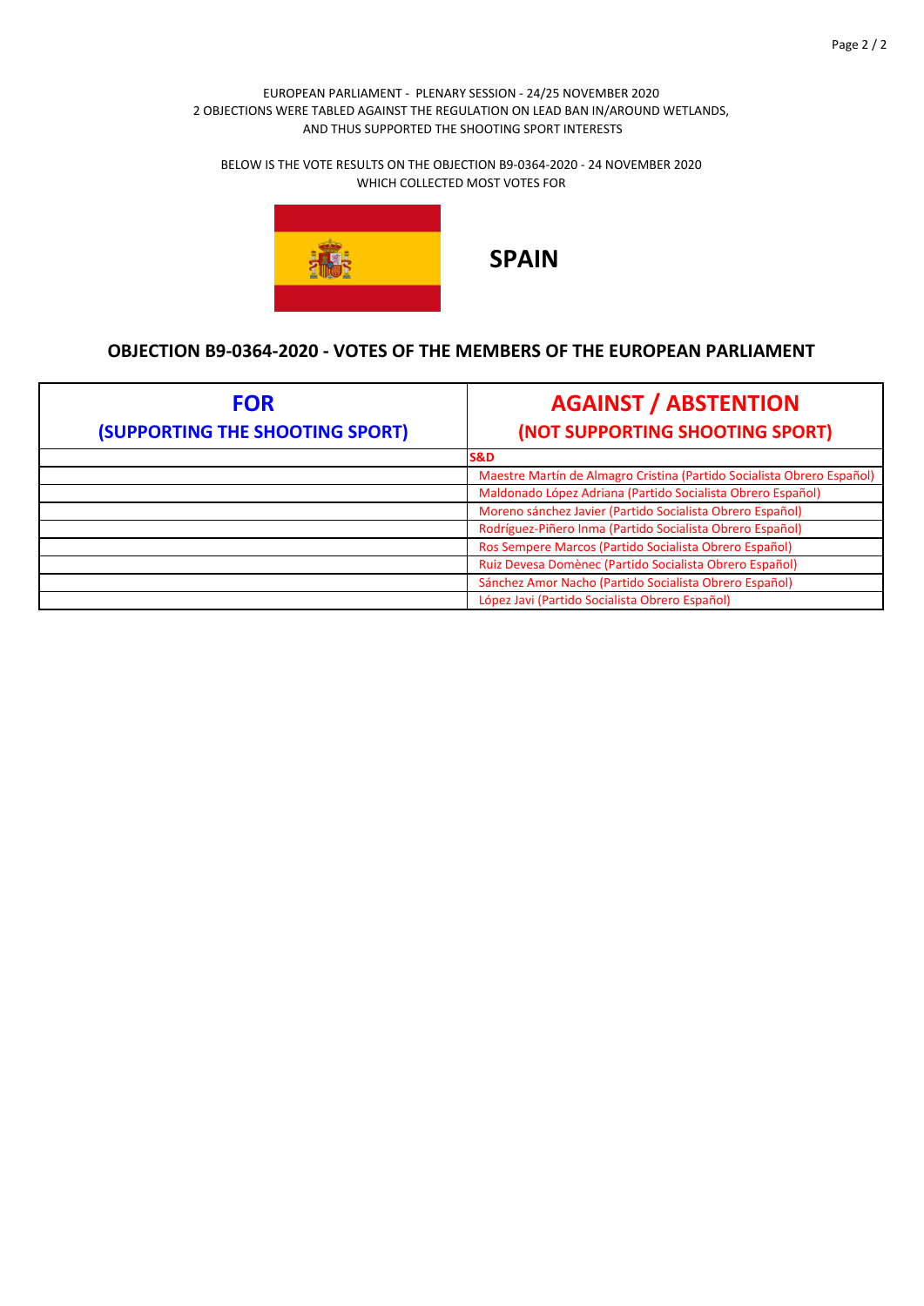EUROPEAN PARLIAMENT - PLENARY SESSION - 24/25 NOVEMBER 2020
2 OBJECTIONS WERE TABLED AGAINST THE REGULATION ON LEAD BAN IN/AROUND WETLANDS,
AND THUS SUPPORTED THE SHOOTING SPORT INTERESTS

BELOW IS THE VOTE RESULTS ON THE OBJECTION B9-0364-2020 - 24 NOVEMBER 2020
WHICH COLLECTED MOST VOTES FOR

## SPAIN

### OBJECTION B9-0364-2020 - VOTES OF THE MEMBERS OF THE EUROPEAN PARLIAMENT

| FOR (SUPPORTING THE SHOOTING SPORT) | AGAINST / ABSTENTION (NOT SUPPORTING SHOOTING SPORT) |
|---|---|
| | **S&D** |
| | Maestre Martín de Almagro Cristina (Partido Socialista Obrero Español) |
| | Maldonado López Adriana (Partido Socialista Obrero Español) |
| | Moreno sánchez Javier (Partido Socialista Obrero Español) |
| | Rodríguez-Piñero Inma (Partido Socialista Obrero Español) |
| | Ros Sempere Marcos (Partido Socialista Obrero Español) |
| | Ruiz Devesa Domènec (Partido Socialista Obrero Español) |
| | Sánchez Amor Nacho (Partido Socialista Obrero Español) |
| | López Javi (Partido Socialista Obrero Español) |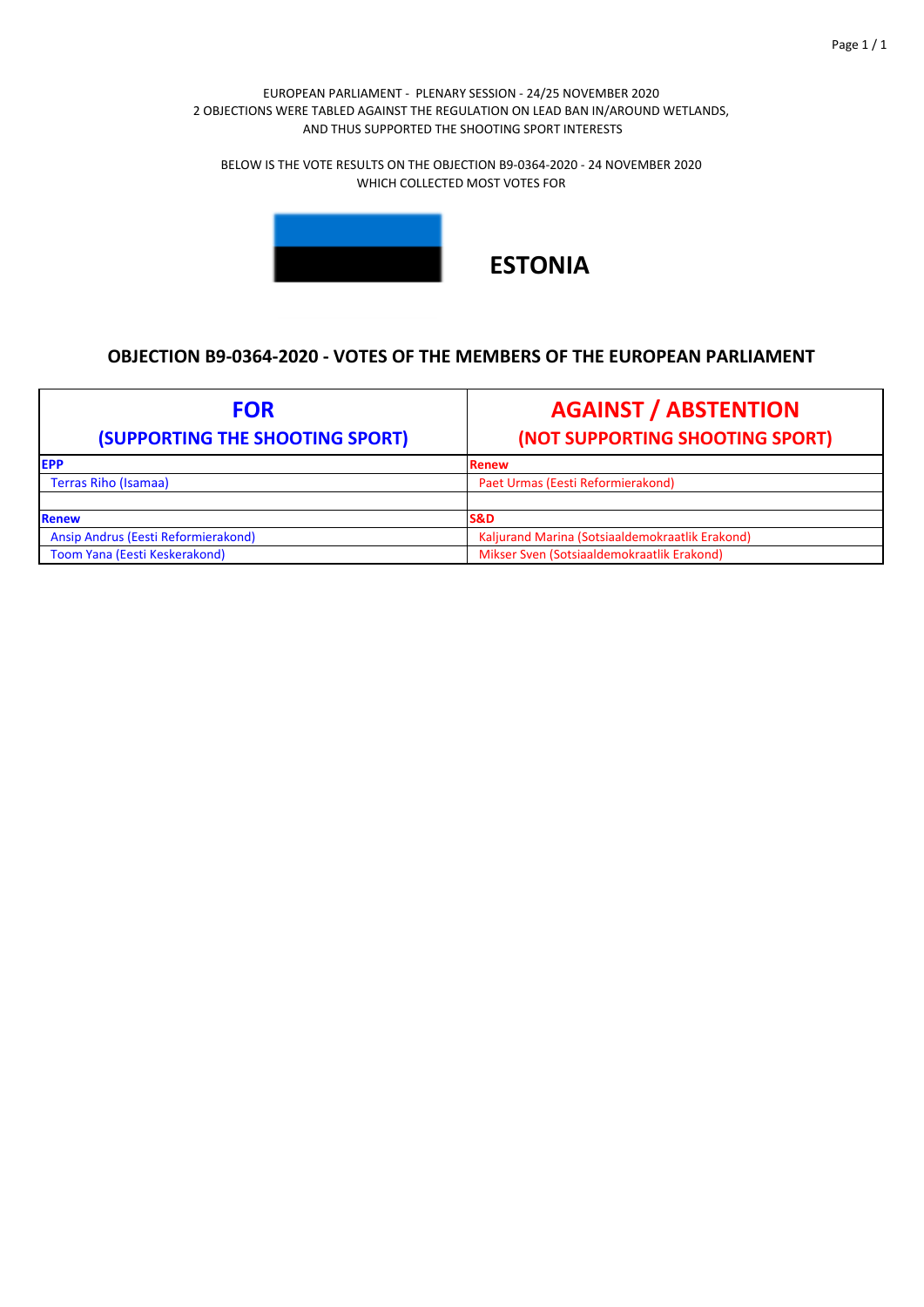EUROPEAN PARLIAMENT - PLENARY SESSION - 24/25 NOVEMBER 2020
2 OBJECTIONS WERE TABLED AGAINST THE REGULATION ON LEAD BAN IN/AROUND WETLANDS,
AND THUS SUPPORTED THE SHOOTING SPORT INTERESTS

BELOW IS THE VOTE RESULTS ON THE OBJECTION B9-0364-2020 - 24 NOVEMBER 2020
WHICH COLLECTED MOST VOTES FOR

# ESTONIA

## OBJECTION B9-0364-2020 - VOTES OF THE MEMBERS OF THE EUROPEAN PARLIAMENT

| FOR (SUPPORTING THE SHOOTING SPORT) | AGAINST / ABSTENTION (NOT SUPPORTING SHOOTING SPORT) |
|---|---|
| **EPP** | **Renew** |
| Terras Riho (Isamaa) | Paet Urmas (Eesti Reformierakond) |
| | |
| **Renew** | **S&D** |
| Ansip Andrus (Eesti Reformierakond) | Kaljurand Marina (Sotsiaaldemokraatlik Erakond) |
| Toom Yana (Eesti Keskerakond) | Mikser Sven (Sotsiaaldemokraatlik Erakond) |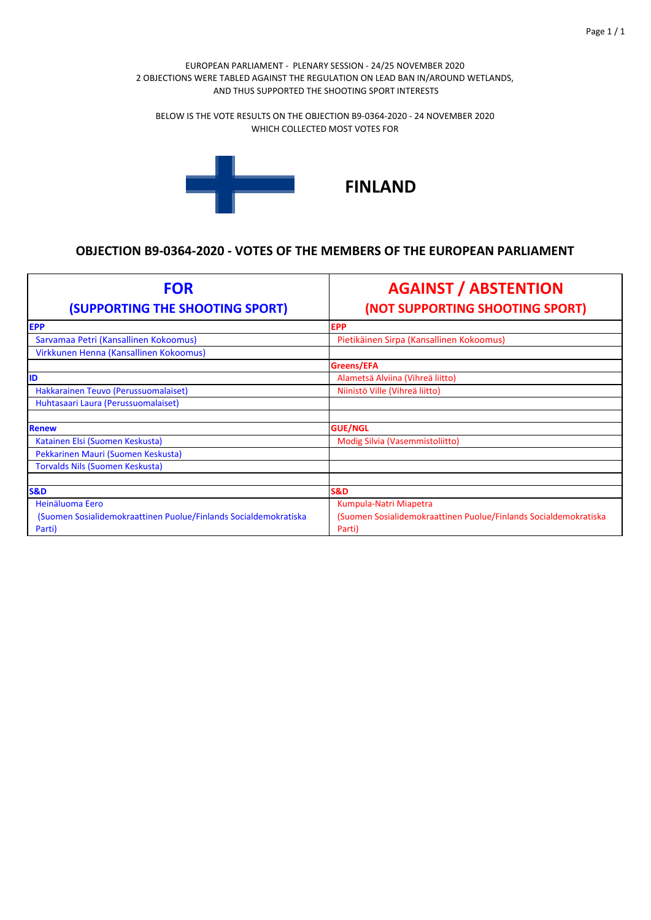EUROPEAN PARLIAMENT - PLENARY SESSION - 24/25 NOVEMBER 2020
2 OBJECTIONS WERE TABLED AGAINST THE REGULATION ON LEAD BAN IN/AROUND WETLANDS, AND THUS SUPPORTED THE SHOOTING SPORT INTERESTS

BELOW IS THE VOTE RESULTS ON THE OBJECTION B9-0364-2020 - 24 NOVEMBER 2020
WHICH COLLECTED MOST VOTES FOR

# FINLAND

## OBJECTION B9-0364-2020 - VOTES OF THE MEMBERS OF THE EUROPEAN PARLIAMENT

| FOR (SUPPORTING THE SHOOTING SPORT) | AGAINST / ABSTENTION (NOT SUPPORTING SHOOTING SPORT) |
|---|---|
| **EPP** | **EPP** |
| Sarvamaa Petri (Kansallinen Kokoomus) | Pietikäinen Sirpa (Kansallinen Kokoomus) |
| Virkkunen Henna (Kansallinen Kokoomus) | |
| | **Greens/EFA** |
| **ID** | Alametsä Alviina (Vihreä liitto) |
| Hakkarainen Teuvo (Perussuomalaiset) | Niinistö Ville (Vihreä liitto) |
| Huhtasaari Laura (Perussuomalaiset) | |
| | |
| **Renew** | **GUE/NGL** |
| Katainen Elsi (Suomen Keskusta) | Modig Silvia (Vasemmistoliitto) |
| Pekkarinen Mauri (Suomen Keskusta) | |
| Torvalds Nils (Suomen Keskusta) | |
| | |
| **S&D** | **S&D** |
| Heinäluoma Eero (Suomen Sosialidemokraattinen Puolue/Finlands Socialdemokratiska Parti) | Kumpula-Natri Miapetra (Suomen Sosialidemokraattinen Puolue/Finlands Socialdemokratiska Parti) |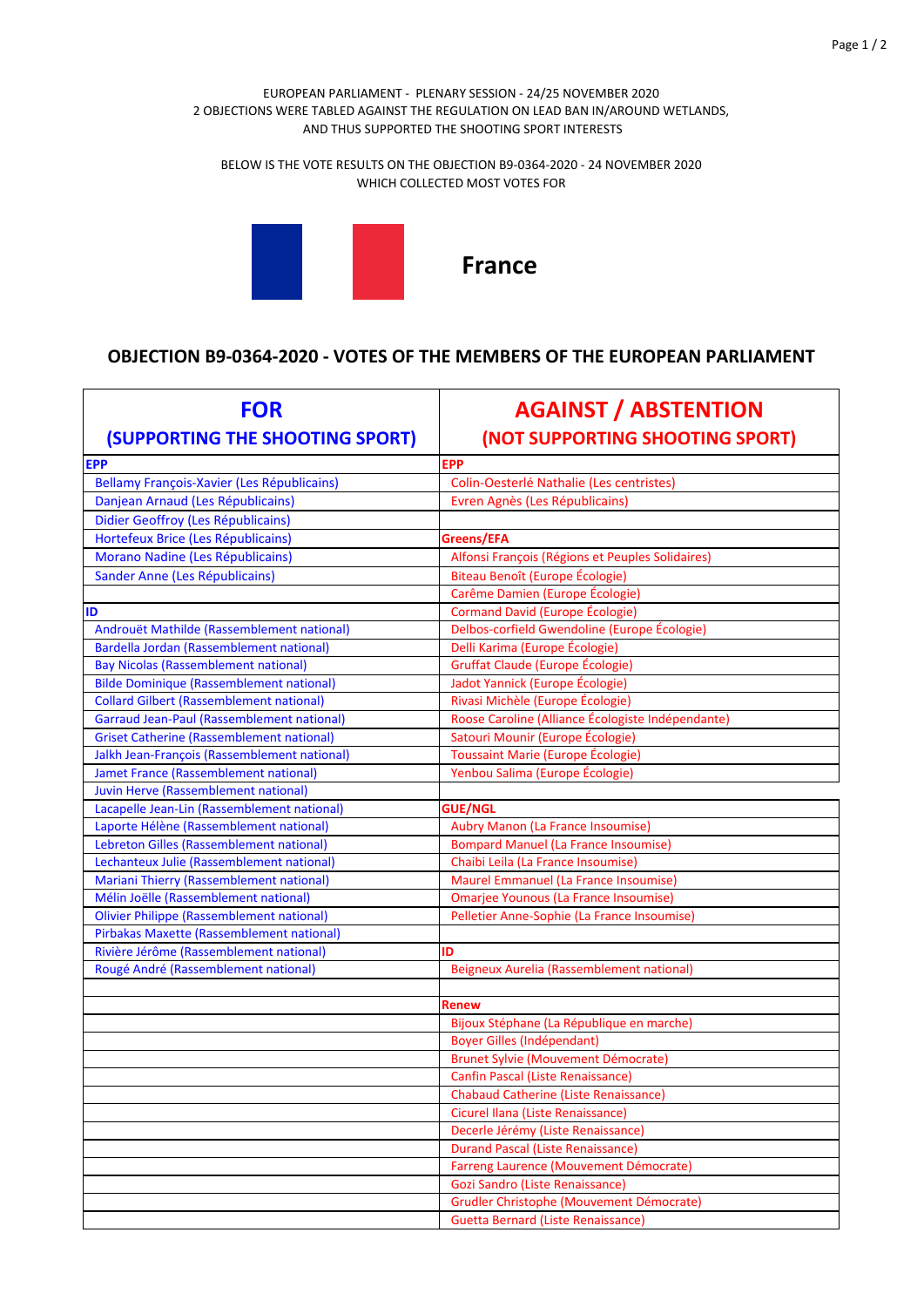EUROPEAN PARLIAMENT - PLENARY SESSION - 24/25 NOVEMBER 2020
2 OBJECTIONS WERE TABLED AGAINST THE REGULATION ON LEAD BAN IN/AROUND WETLANDS, AND THUS SUPPORTED THE SHOOTING SPORT INTERESTS

BELOW IS THE VOTE RESULTS ON THE OBJECTION B9-0364-2020 - 24 NOVEMBER 2020 WHICH COLLECTED MOST VOTES FOR

**France**

## OBJECTION B9-0364-2020 - VOTES OF THE MEMBERS OF THE EUROPEAN PARLIAMENT

| FOR (SUPPORTING THE SHOOTING SPORT) | AGAINST / ABSTENTION (NOT SUPPORTING SHOOTING SPORT) |
|---|---|
| **EPP** | **EPP** |
| Bellamy François-Xavier (Les Républicains) | Colin-Oesterlé Nathalie (Les centristes) |
| Danjean Arnaud (Les Républicains) | Evren Agnès (Les Républicains) |
| Didier Geoffroy (Les Républicains) | |
| Hortefeux Brice (Les Républicains) | **Greens/EFA** |
| Morano Nadine (Les Républicains) | Alfonsi François (Régions et Peuples Solidaires) |
| Sander Anne (Les Républicains) | Biteau Benoît (Europe Écologie) |
| | Carême Damien (Europe Écologie) |
| **ID** | Cormand David (Europe Écologie) |
| Androuët Mathilde (Rassemblement national) | Delbos-corfield Gwendoline (Europe Écologie) |
| Bardella Jordan (Rassemblement national) | Delli Karima (Europe Écologie) |
| Bay Nicolas (Rassemblement national) | Gruffat Claude (Europe Écologie) |
| Bilde Dominique (Rassemblement national) | Jadot Yannick (Europe Écologie) |
| Collard Gilbert (Rassemblement national) | Rivasi Michèle (Europe Écologie) |
| Garraud Jean-Paul (Rassemblement national) | Roose Caroline (Alliance Écologiste Indépendante) |
| Griset Catherine (Rassemblement national) | Satouri Mounir (Europe Écologie) |
| Jalkh Jean-François (Rassemblement national) | Toussaint Marie (Europe Écologie) |
| Jamet France (Rassemblement national) | Yenbou Salima (Europe Écologie) |
| Juvin Herve (Rassemblement national) | |
| Lacapelle Jean-Lin (Rassemblement national) | **GUE/NGL** |
| Laporte Hélène (Rassemblement national) | Aubry Manon (La France Insoumise) |
| Lebreton Gilles (Rassemblement national) | Bompard Manuel (La France Insoumise) |
| Lechanteux Julie (Rassemblement national) | Chaibi Leila (La France Insoumise) |
| Mariani Thierry (Rassemblement national) | Maurel Emmanuel (La France Insoumise) |
| Mélin Joëlle (Rassemblement national) | Omarjee Younous (La France Insoumise) |
| Olivier Philippe (Rassemblement national) | Pelletier Anne-Sophie (La France Insoumise) |
| Pirbakas Maxette (Rassemblement national) | |
| Rivière Jérôme (Rassemblement national) | **ID** |
| Rougé André (Rassemblement national) | Beigneux Aurelia (Rassemblement national) |
| | |
| | **Renew** |
| | Bijoux Stéphane (La République en marche) |
| | Boyer Gilles (Indépendant) |
| | Brunet Sylvie (Mouvement Démocrate) |
| | Canfin Pascal (Liste Renaissance) |
| | Chabaud Catherine (Liste Renaissance) |
| | Cicurel Ilana (Liste Renaissance) |
| | Decerle Jérémy (Liste Renaissance) |
| | Durand Pascal (Liste Renaissance) |
| | Farreng Laurence (Mouvement Démocrate) |
| | Gozi Sandro (Liste Renaissance) |
| | Grudler Christophe (Mouvement Démocrate) |
| | Guetta Bernard (Liste Renaissance) |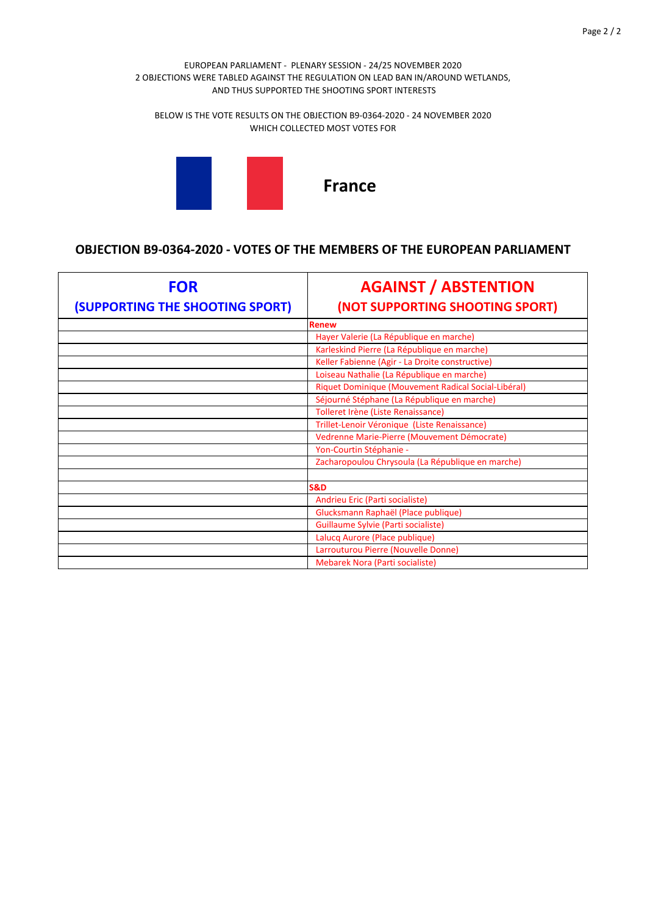EUROPEAN PARLIAMENT - PLENARY SESSION - 24/25 NOVEMBER 2020
2 OBJECTIONS WERE TABLED AGAINST THE REGULATION ON LEAD BAN IN/AROUND WETLANDS, AND THUS SUPPORTED THE SHOOTING SPORT INTERESTS

BELOW IS THE VOTE RESULTS ON THE OBJECTION B9-0364-2020 - 24 NOVEMBER 2020 WHICH COLLECTED MOST VOTES FOR

# France

## OBJECTION B9-0364-2020 - VOTES OF THE MEMBERS OF THE EUROPEAN PARLIAMENT

| FOR (SUPPORTING THE SHOOTING SPORT) | AGAINST / ABSTENTION (NOT SUPPORTING SHOOTING SPORT) |
|---|---|
| | **Renew** |
| | Hayer Valerie (La République en marche) |
| | Karleskind Pierre (La République en marche) |
| | Keller Fabienne (Agir - La Droite constructive) |
| | Loiseau Nathalie (La République en marche) |
| | Riquet Dominique (Mouvement Radical Social-Libéral) |
| | Séjourné Stéphane (La République en marche) |
| | Tolleret Irène (Liste Renaissance) |
| | Trillet-Lenoir Véronique (Liste Renaissance) |
| | Vedrenne Marie-Pierre (Mouvement Démocrate) |
| | Yon-Courtin Stéphanie - |
| | Zacharopoulou Chrysoula (La République en marche) |
| | |
| | **S&D** |
| | Andrieu Eric (Parti socialiste) |
| | Glucksmann Raphaël (Place publique) |
| | Guillaume Sylvie (Parti socialiste) |
| | Lalucq Aurore (Place publique) |
| | Larrouturou Pierre (Nouvelle Donne) |
| | Mebarek Nora (Parti socialiste) |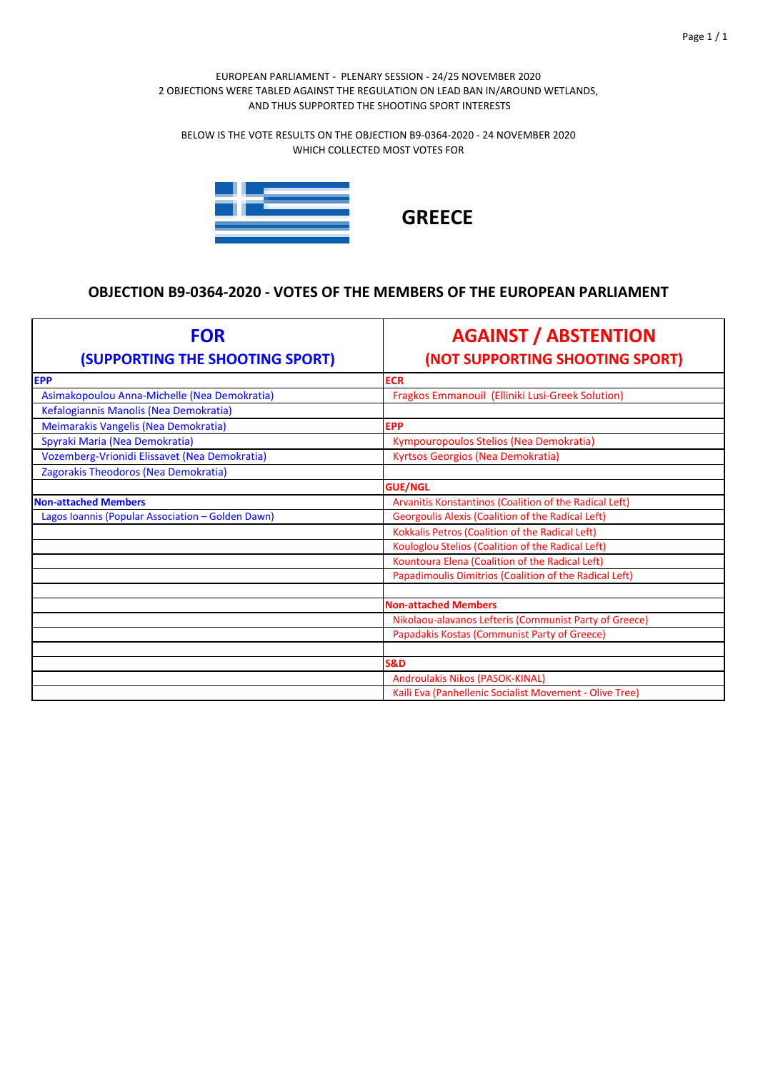EUROPEAN PARLIAMENT - PLENARY SESSION - 24/25 NOVEMBER 2020
2 OBJECTIONS WERE TABLED AGAINST THE REGULATION ON LEAD BAN IN/AROUND WETLANDS, AND THUS SUPPORTED THE SHOOTING SPORT INTERESTS

BELOW IS THE VOTE RESULTS ON THE OBJECTION B9-0364-2020 - 24 NOVEMBER 2020
WHICH COLLECTED MOST VOTES FOR

# GREECE

## OBJECTION B9-0364-2020 - VOTES OF THE MEMBERS OF THE EUROPEAN PARLIAMENT

| FOR (SUPPORTING THE SHOOTING SPORT) | AGAINST / ABSTENTION (NOT SUPPORTING SHOOTING SPORT) |
|---|---|
| **EPP** | **ECR** |
| Asimakopoulou Anna-Michelle (Nea Demokratia) | Fragkos Emmanouil (Elliniki Lusi-Greek Solution) |
| Kefalogiannis Manolis (Nea Demokratia) | |
| Meimarakis Vangelis (Nea Demokratia) | **EPP** |
| Spyraki Maria (Nea Demokratia) | Kympouropoulos Stelios (Nea Demokratia) |
| Vozemberg-Vrionidi Elissavet (Nea Demokratia) | Kyrtsos Georgios (Nea Demokratia) |
| Zagorakis Theodoros (Nea Demokratia) | |
| | **GUE/NGL** |
| **Non-attached Members** | Arvanitis Konstantinos (Coalition of the Radical Left) |
| Lagos Ioannis (Popular Association – Golden Dawn) | Georgoulis Alexis (Coalition of the Radical Left) |
| | Kokkalis Petros (Coalition of the Radical Left) |
| | Kouloglou Stelios (Coalition of the Radical Left) |
| | Kountoura Elena (Coalition of the Radical Left) |
| | Papadimoulis Dimitrios (Coalition of the Radical Left) |
| | |
| | **Non-attached Members** |
| | Nikolaou-alavanos Lefteris (Communist Party of Greece) |
| | Papadakis Kostas (Communist Party of Greece) |
| | |
| | **S&D** |
| | Androulakis Nikos (PASOK-KINAL) |
| | Kaili Eva (Panhellenic Socialist Movement - Olive Tree) |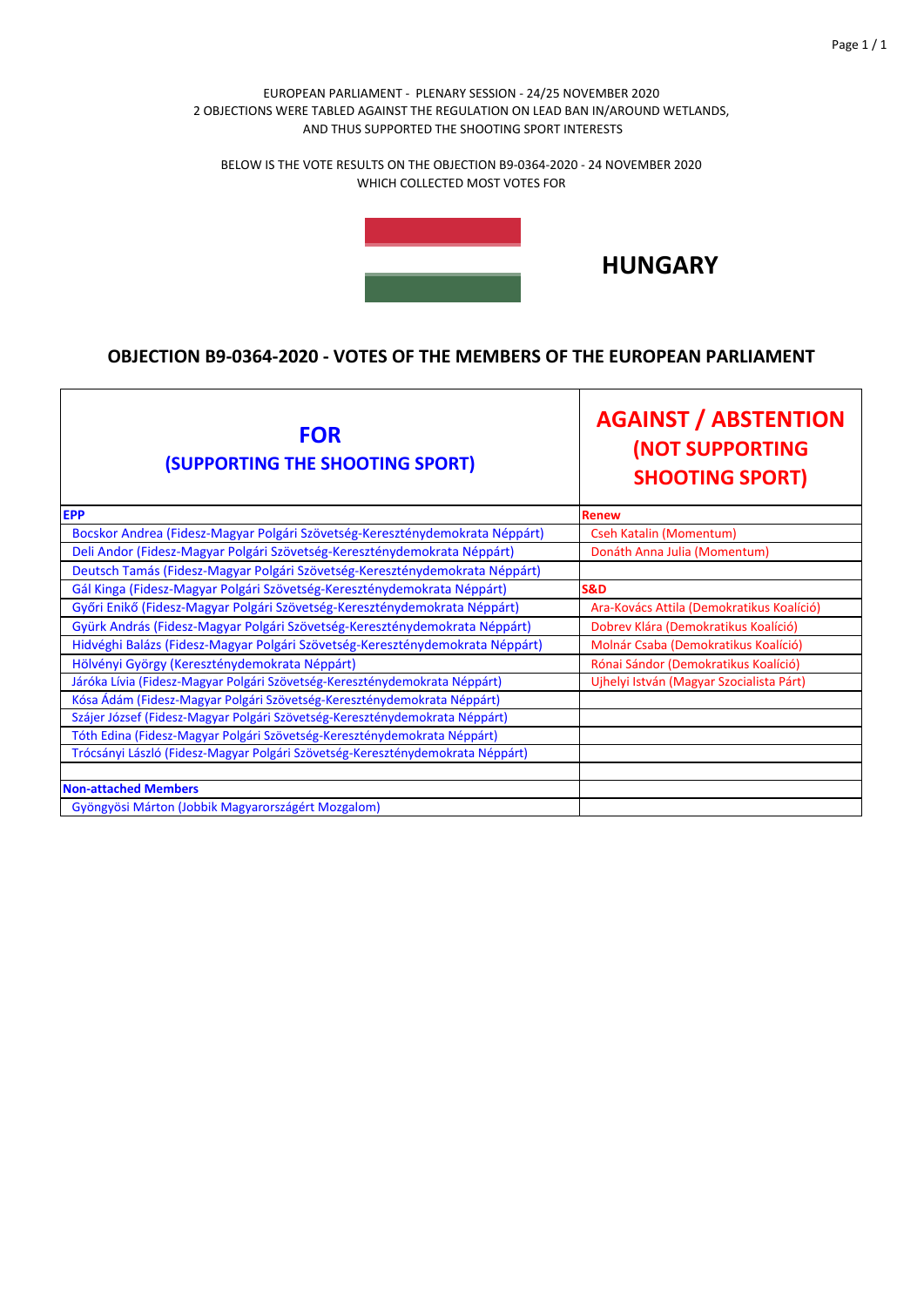EUROPEAN PARLIAMENT - PLENARY SESSION - 24/25 NOVEMBER 2020
2 OBJECTIONS WERE TABLED AGAINST THE REGULATION ON LEAD BAN IN/AROUND WETLANDS, AND THUS SUPPORTED THE SHOOTING SPORT INTERESTS

BELOW IS THE VOTE RESULTS ON THE OBJECTION B9-0364-2020 - 24 NOVEMBER 2020
WHICH COLLECTED MOST VOTES FOR

# HUNGARY

## OBJECTION B9-0364-2020 - VOTES OF THE MEMBERS OF THE EUROPEAN PARLIAMENT

| FOR (SUPPORTING THE SHOOTING SPORT) | AGAINST / ABSTENTION (NOT SUPPORTING SHOOTING SPORT) |
|---|---|
| **EPP** | **Renew** |
| Bocskor Andrea (Fidesz-Magyar Polgári Szövetség-Kereszténydemokrata Néppárt) | Cseh Katalin (Momentum) |
| Deli Andor (Fidesz-Magyar Polgári Szövetség-Kereszténydemokrata Néppárt) | Donáth Anna Julia (Momentum) |
| Deutsch Tamás (Fidesz-Magyar Polgári Szövetség-Kereszténydemokrata Néppárt) | |
| Gál Kinga (Fidesz-Magyar Polgári Szövetség-Kereszténydemokrata Néppárt) | **S&D** |
| Győri Enikő (Fidesz-Magyar Polgári Szövetség-Kereszténydemokrata Néppárt) | Ara-Kovács Attila (Demokratikus Koalíció) |
| Gyürk András (Fidesz-Magyar Polgári Szövetség-Kereszténydemokrata Néppárt) | Dobrev Klára (Demokratikus Koalíció) |
| Hidvéghi Balázs (Fidesz-Magyar Polgári Szövetség-Kereszténydemokrata Néppárt) | Molnár Csaba (Demokratikus Koalíció) |
| Hölvényi György (Kereszténydemokrata Néppárt) | Rónai Sándor (Demokratikus Koalíció) |
| Járóka Lívia (Fidesz-Magyar Polgári Szövetség-Kereszténydemokrata Néppárt) | Ujhelyi István (Magyar Szocialista Párt) |
| Kósa Ádám (Fidesz-Magyar Polgári Szövetség-Kereszténydemokrata Néppárt) | |
| Szájer József (Fidesz-Magyar Polgári Szövetség-Kereszténydemokrata Néppárt) | |
| Tóth Edina (Fidesz-Magyar Polgári Szövetség-Kereszténydemokrata Néppárt) | |
| Trócsányi László (Fidesz-Magyar Polgári Szövetség-Kereszténydemokrata Néppárt) | |
| | |
| **Non-attached Members** | |
| Gyöngyösi Márton (Jobbik Magyarországért Mozgalom) | |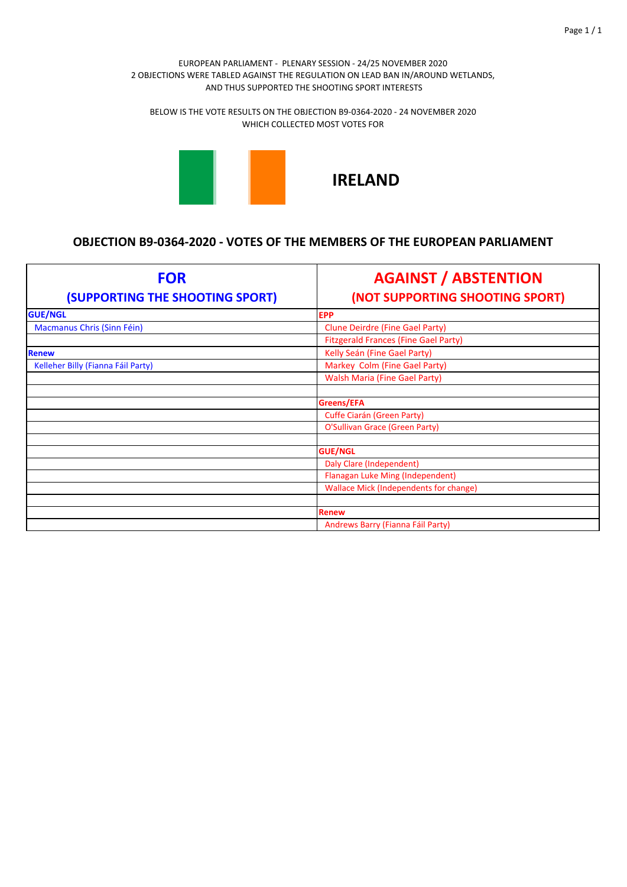EUROPEAN PARLIAMENT - PLENARY SESSION - 24/25 NOVEMBER 2020
2 OBJECTIONS WERE TABLED AGAINST THE REGULATION ON LEAD BAN IN/AROUND WETLANDS,
AND THUS SUPPORTED THE SHOOTING SPORT INTERESTS

BELOW IS THE VOTE RESULTS ON THE OBJECTION B9-0364-2020 - 24 NOVEMBER 2020
WHICH COLLECTED MOST VOTES FOR

# IRELAND

## OBJECTION B9-0364-2020 - VOTES OF THE MEMBERS OF THE EUROPEAN PARLIAMENT

| FOR (SUPPORTING THE SHOOTING SPORT) | AGAINST / ABSTENTION (NOT SUPPORTING SHOOTING SPORT) |
|---|---|
| **GUE/NGL** | **EPP** |
| Macmanus Chris (Sinn Féin) | Clune Deirdre (Fine Gael Party) |
| | Fitzgerald Frances (Fine Gael Party) |
| **Renew** | Kelly Seán (Fine Gael Party) |
| Kelleher Billy (Fianna Fáil Party) | Markey Colm (Fine Gael Party) |
| | Walsh Maria (Fine Gael Party) |
| | |
| | **Greens/EFA** |
| | Cuffe Ciarán (Green Party) |
| | O'Sullivan Grace (Green Party) |
| | |
| | **GUE/NGL** |
| | Daly Clare (Independent) |
| | Flanagan Luke Ming (Independent) |
| | Wallace Mick (Independents for change) |
| | |
| | **Renew** |
| | Andrews Barry (Fianna Fáil Party) |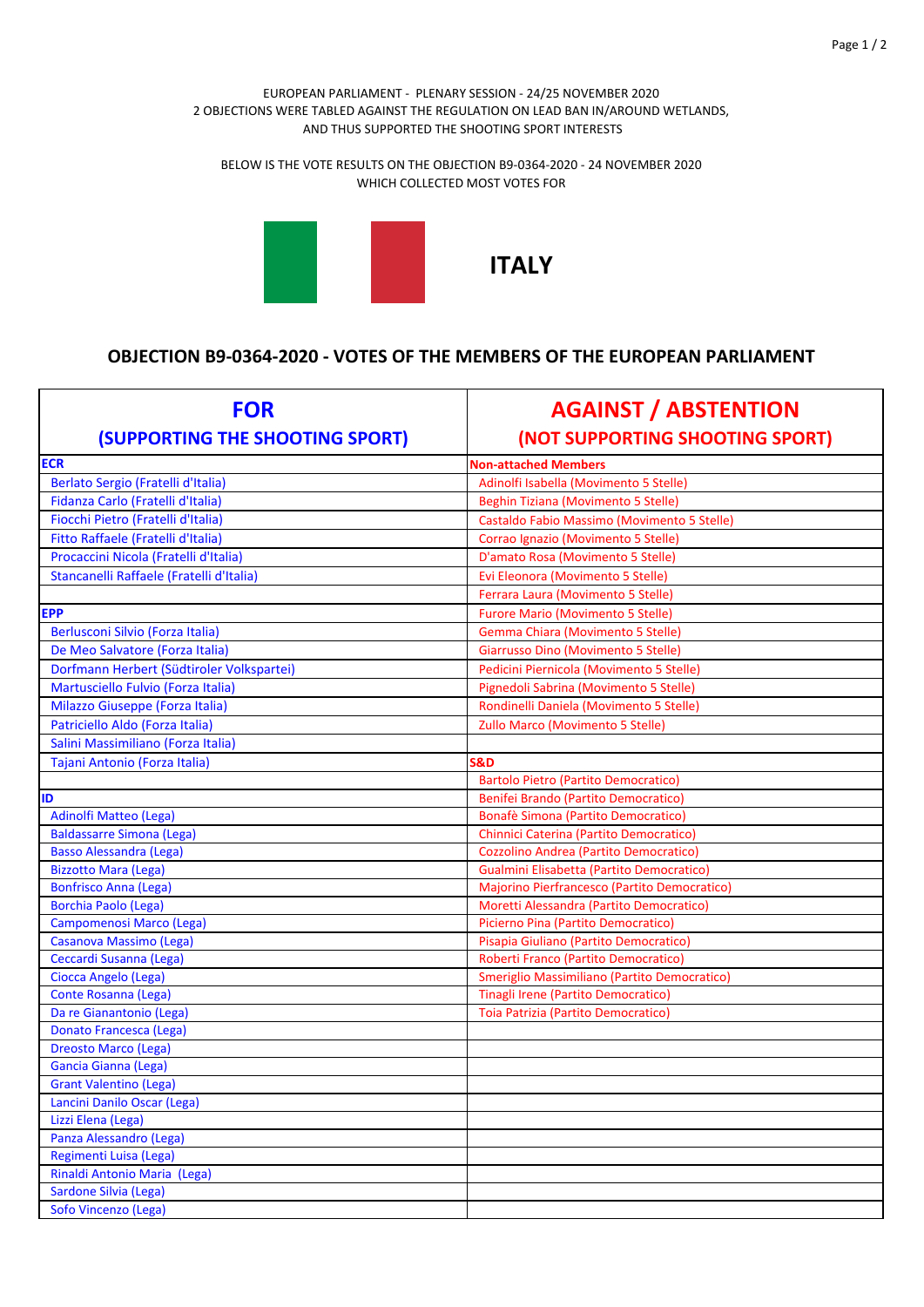EUROPEAN PARLIAMENT - PLENARY SESSION - 24/25 NOVEMBER 2020
2 OBJECTIONS WERE TABLED AGAINST THE REGULATION ON LEAD BAN IN/AROUND WETLANDS,
AND THUS SUPPORTED THE SHOOTING SPORT INTERESTS

BELOW IS THE VOTE RESULTS ON THE OBJECTION B9-0364-2020 - 24 NOVEMBER 2020
WHICH COLLECTED MOST VOTES FOR

# ITALY

## OBJECTION B9-0364-2020 - VOTES OF THE MEMBERS OF THE EUROPEAN PARLIAMENT

| FOR (SUPPORTING THE SHOOTING SPORT) | AGAINST / ABSTENTION (NOT SUPPORTING SHOOTING SPORT) |
|---|---|
| **ECR** | **Non-attached Members** |
| Berlato Sergio (Fratelli d'Italia) | Adinolfi Isabella (Movimento 5 Stelle) |
| Fidanza Carlo (Fratelli d'Italia) | Beghin Tiziana (Movimento 5 Stelle) |
| Fiocchi Pietro (Fratelli d'Italia) | Castaldo Fabio Massimo (Movimento 5 Stelle) |
| Fitto Raffaele (Fratelli d'Italia) | Corrao Ignazio (Movimento 5 Stelle) |
| Procaccini Nicola (Fratelli d'Italia) | D'amato Rosa (Movimento 5 Stelle) |
| Stancanelli Raffaele (Fratelli d'Italia) | Evi Eleonora (Movimento 5 Stelle) |
| | Ferrara Laura (Movimento 5 Stelle) |
| **EPP** | Furore Mario (Movimento 5 Stelle) |
| Berlusconi Silvio (Forza Italia) | Gemma Chiara (Movimento 5 Stelle) |
| De Meo Salvatore (Forza Italia) | Giarrusso Dino (Movimento 5 Stelle) |
| Dorfmann Herbert (Südtiroler Volkspartei) | Pedicini Piernicola (Movimento 5 Stelle) |
| Martusciello Fulvio (Forza Italia) | Pignedoli Sabrina (Movimento 5 Stelle) |
| Milazzo Giuseppe (Forza Italia) | Rondinelli Daniela (Movimento 5 Stelle) |
| Patriciello Aldo (Forza Italia) | Zullo Marco (Movimento 5 Stelle) |
| Salini Massimiliano (Forza Italia) | |
| Tajani Antonio (Forza Italia) | **S&D** |
| | Bartolo Pietro (Partito Democratico) |
| **ID** | Benifei Brando (Partito Democratico) |
| Adinolfi Matteo (Lega) | Bonafè Simona (Partito Democratico) |
| Baldassarre Simona (Lega) | Chinnici Caterina (Partito Democratico) |
| Basso Alessandra (Lega) | Cozzolino Andrea (Partito Democratico) |
| Bizzotto Mara (Lega) | Gualmini Elisabetta (Partito Democratico) |
| Bonfrisco Anna (Lega) | Majorino Pierfrancesco (Partito Democratico) |
| Borchia Paolo (Lega) | Moretti Alessandra (Partito Democratico) |
| Campomenosi Marco (Lega) | Picierno Pina (Partito Democratico) |
| Casanova Massimo (Lega) | Pisapia Giuliano (Partito Democratico) |
| Ceccardi Susanna (Lega) | Roberti Franco (Partito Democratico) |
| Ciocca Angelo (Lega) | Smeriglio Massimiliano (Partito Democratico) |
| Conte Rosanna (Lega) | Tinagli Irene (Partito Democratico) |
| Da re Gianantonio (Lega) | Toia Patrizia (Partito Democratico) |
| Donato Francesca (Lega) | |
| Dreosto Marco (Lega) | |
| Gancia Gianna (Lega) | |
| Grant Valentino (Lega) | |
| Lancini Danilo Oscar (Lega) | |
| Lizzi Elena (Lega) | |
| Panza Alessandro (Lega) | |
| Regimenti Luisa (Lega) | |
| Rinaldi Antonio Maria (Lega) | |
| Sardone Silvia (Lega) | |
| Sofo Vincenzo (Lega) | |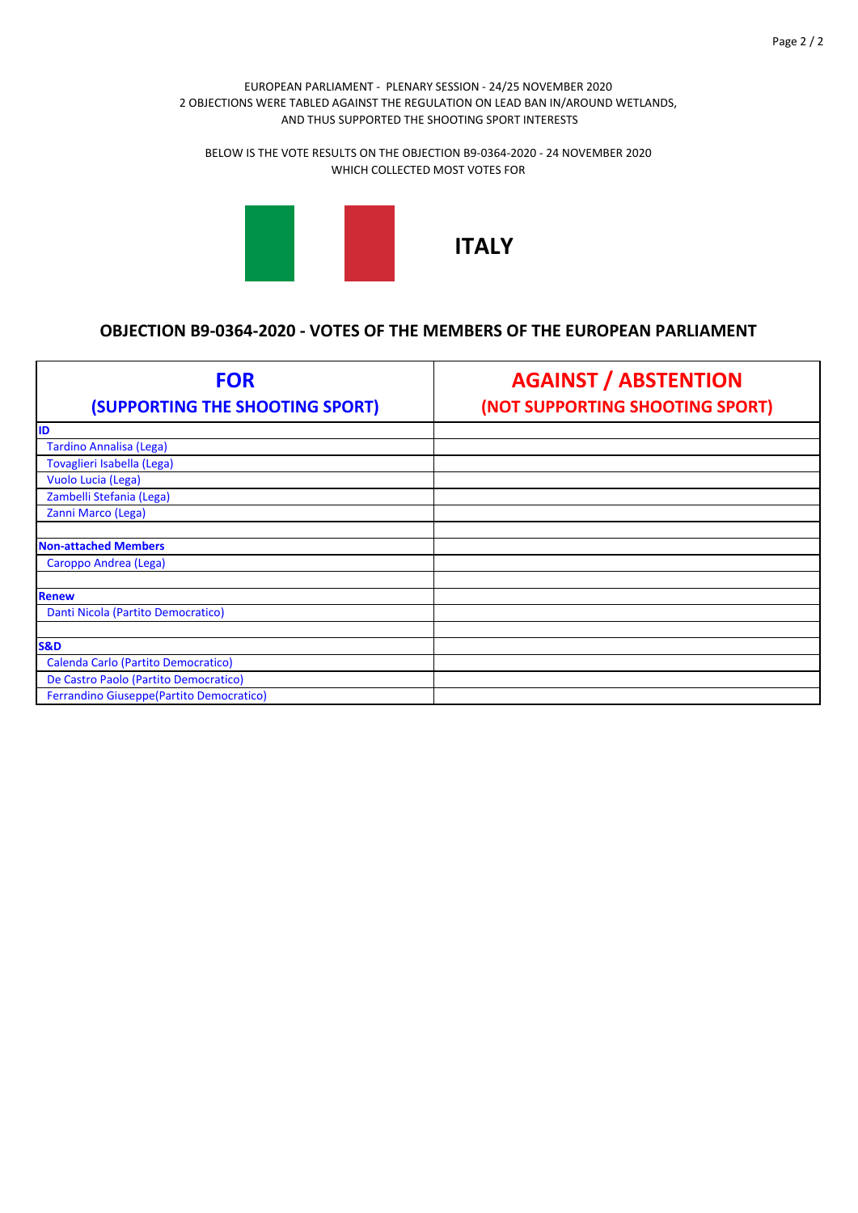EUROPEAN PARLIAMENT - PLENARY SESSION - 24/25 NOVEMBER 2020
2 OBJECTIONS WERE TABLED AGAINST THE REGULATION ON LEAD BAN IN/AROUND WETLANDS, AND THUS SUPPORTED THE SHOOTING SPORT INTERESTS

BELOW IS THE VOTE RESULTS ON THE OBJECTION B9-0364-2020 - 24 NOVEMBER 2020 WHICH COLLECTED MOST VOTES FOR

# ITALY

## OBJECTION B9-0364-2020 - VOTES OF THE MEMBERS OF THE EUROPEAN PARLIAMENT

| FOR (SUPPORTING THE SHOOTING SPORT) | AGAINST / ABSTENTION (NOT SUPPORTING SHOOTING SPORT) |
|---|---|
| **ID** | |
| Tardino Annalisa (Lega) | |
| Tovaglieri Isabella (Lega) | |
| Vuolo Lucia (Lega) | |
| Zambelli Stefania (Lega) | |
| Zanni Marco (Lega) | |
| | |
| **Non-attached Members** | |
| Caroppo Andrea (Lega) | |
| | |
| **Renew** | |
| Danti Nicola (Partito Democratico) | |
| | |
| **S&D** | |
| Calenda Carlo (Partito Democratico) | |
| De Castro Paolo (Partito Democratico) | |
| Ferrandino Giuseppe(Partito Democratico) | |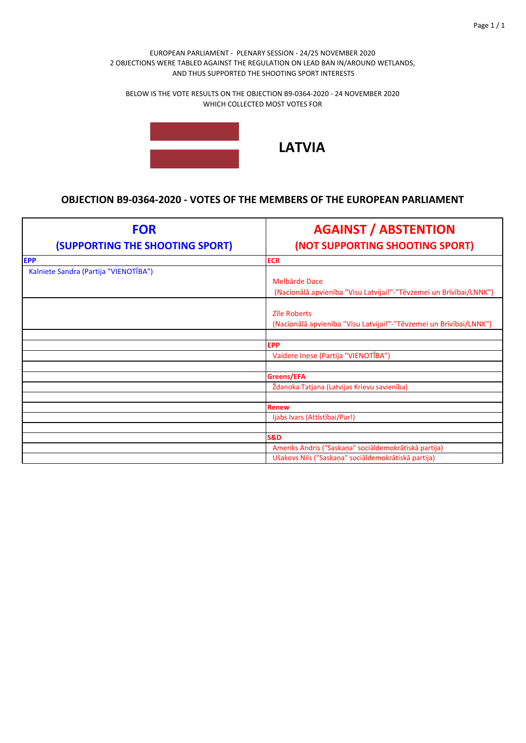EUROPEAN PARLIAMENT - PLENARY SESSION - 24/25 NOVEMBER 2020
2 OBJECTIONS WERE TABLED AGAINST THE REGULATION ON LEAD BAN IN/AROUND WETLANDS, AND THUS SUPPORTED THE SHOOTING SPORT INTERESTS

BELOW IS THE VOTE RESULTS ON THE OBJECTION B9-0364-2020 - 24 NOVEMBER 2020
WHICH COLLECTED MOST VOTES FOR

# LATVIA

## OBJECTION B9-0364-2020 - VOTES OF THE MEMBERS OF THE EUROPEAN PARLIAMENT

| FOR (SUPPORTING THE SHOOTING SPORT) | AGAINST / ABSTENTION (NOT SUPPORTING SHOOTING SPORT) |
|---|---|
| **EPP** | **ECR** |
| Kalniete Sandra (Partija "VIENOTĪBA") | Melbārde Dace (Nacionālā apvienība "Visu Latvijai!"-"Tēvzemei un Brīvībai/LNNK") |
| | Zīle Roberts (Nacionālā apvienība "Visu Latvijai!"-"Tēvzemei un Brīvībai/LNNK") |
| | |
| | **EPP** |
| | Vaidere Inese (Partija "VIENOTĪBA") |
| | |
| | **Greens/EFA** |
| | Ždanoka Tatjana (Latvijas Krievu savienība) |
| | |
| | **Renew** |
| | Ijabs Ivars (Attīstībai/Par!) |
| | |
| | **S&D** |
| | Ameriks Andris ("Saskaņa" sociāldemokrātiskā partija) |
| | Ušakovs Nils ("Saskaņa" sociāldemokrātiskā partija) |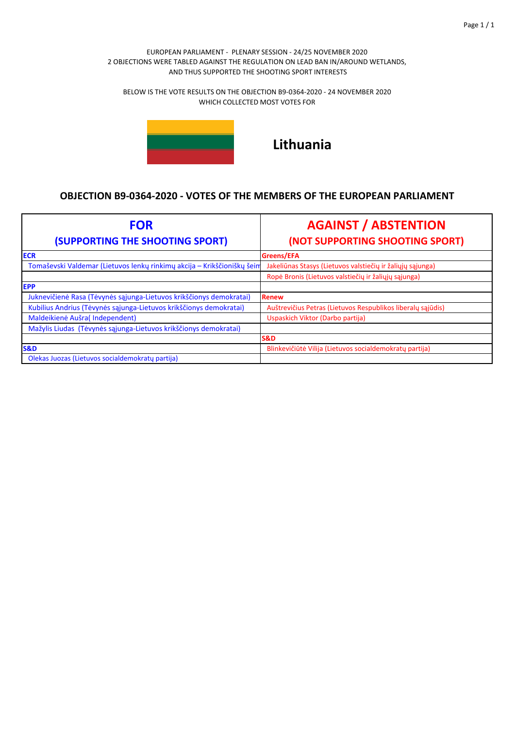EUROPEAN PARLIAMENT - PLENARY SESSION - 24/25 NOVEMBER 2020
2 OBJECTIONS WERE TABLED AGAINST THE REGULATION ON LEAD BAN IN/AROUND WETLANDS, AND THUS SUPPORTED THE SHOOTING SPORT INTERESTS

BELOW IS THE VOTE RESULTS ON THE OBJECTION B9-0364-2020 - 24 NOVEMBER 2020 WHICH COLLECTED MOST VOTES FOR

## Lithuania

## OBJECTION B9-0364-2020 - VOTES OF THE MEMBERS OF THE EUROPEAN PARLIAMENT

| FOR (SUPPORTING THE SHOOTING SPORT) | AGAINST / ABSTENTION (NOT SUPPORTING SHOOTING SPORT) |
|---|---|
| **ECR** | **Greens/EFA** |
| Tomaševski Valdemar (Lietuvos lenkų rinkimų akcija – Krikščioniškų šeim | Jakeliūnas Stasys (Lietuvos valstiečių ir žaliųjų sąjunga) |
| | Ropė Bronis (Lietuvos valstiečių ir žaliųjų sąjunga) |
| **EPP** | |
| Juknevičienė Rasa (Tėvynės sąjunga-Lietuvos krikščionys demokratai) | **Renew** |
| Kubilius Andrius (Tėvynės sąjunga-Lietuvos krikščionys demokratai) | Auštrevičius Petras (Lietuvos Respublikos liberalų sąjūdis) |
| Maldeikienė Aušra( Independent) | Uspaskich Viktor (Darbo partija) |
| Mažylis Liudas (Tėvynės sąjunga-Lietuvos krikščionys demokratai) | |
| | **S&D** |
| **S&D** | Blinkevičiūtė Vilija (Lietuvos socialdemokratų partija) |
| Olekas Juozas (Lietuvos socialdemokratų partija) | |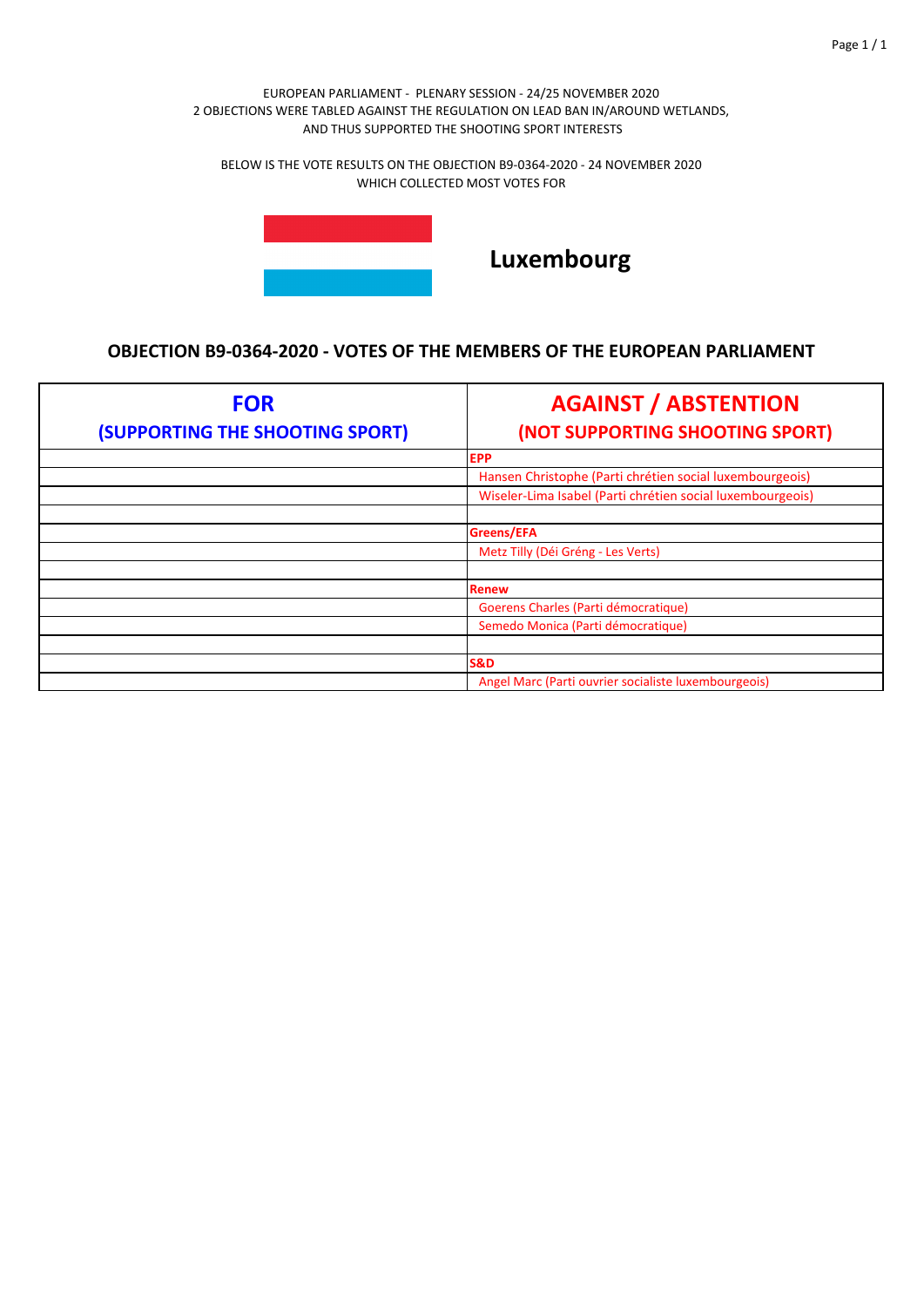EUROPEAN PARLIAMENT - PLENARY SESSION - 24/25 NOVEMBER 2020
2 OBJECTIONS WERE TABLED AGAINST THE REGULATION ON LEAD BAN IN/AROUND WETLANDS,
AND THUS SUPPORTED THE SHOOTING SPORT INTERESTS

BELOW IS THE VOTE RESULTS ON THE OBJECTION B9-0364-2020 - 24 NOVEMBER 2020
WHICH COLLECTED MOST VOTES FOR

# Luxembourg

## OBJECTION B9-0364-2020 - VOTES OF THE MEMBERS OF THE EUROPEAN PARLIAMENT

| FOR (SUPPORTING THE SHOOTING SPORT) | AGAINST / ABSTENTION (NOT SUPPORTING SHOOTING SPORT) |
|---|---|
| | **EPP** |
| | Hansen Christophe (Parti chrétien social luxembourgeois) |
| | Wiseler-Lima Isabel (Parti chrétien social luxembourgeois) |
| | |
| | **Greens/EFA** |
| | Metz Tilly (Déi Gréng - Les Verts) |
| | |
| | **Renew** |
| | Goerens Charles (Parti démocratique) |
| | Semedo Monica (Parti démocratique) |
| | |
| | **S&D** |
| | Angel Marc (Parti ouvrier socialiste luxembourgeois) |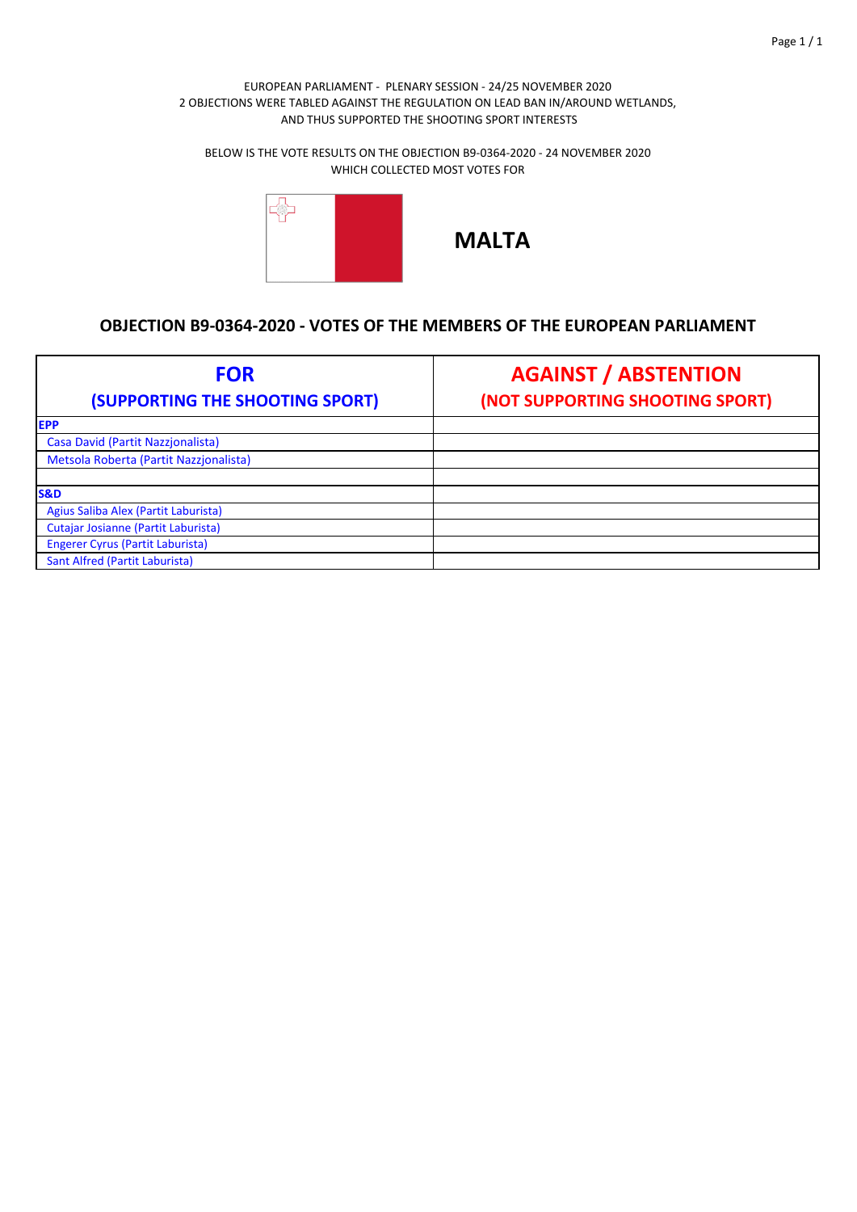EUROPEAN PARLIAMENT - PLENARY SESSION - 24/25 NOVEMBER 2020
2 OBJECTIONS WERE TABLED AGAINST THE REGULATION ON LEAD BAN IN/AROUND WETLANDS, AND THUS SUPPORTED THE SHOOTING SPORT INTERESTS

BELOW IS THE VOTE RESULTS ON THE OBJECTION B9-0364-2020 - 24 NOVEMBER 2020
WHICH COLLECTED MOST VOTES FOR

# MALTA

## OBJECTION B9-0364-2020 - VOTES OF THE MEMBERS OF THE EUROPEAN PARLIAMENT

| FOR (SUPPORTING THE SHOOTING SPORT) | AGAINST / ABSTENTION (NOT SUPPORTING SHOOTING SPORT) |
|---|---|
| **EPP** | |
| Casa David (Partit Nazzjonalista) | |
| Metsola Roberta (Partit Nazzjonalista) | |
| | |
| **S&D** | |
| Agius Saliba Alex (Partit Laburista) | |
| Cutajar Josianne (Partit Laburista) | |
| Engerer Cyrus (Partit Laburista) | |
| Sant Alfred (Partit Laburista) | |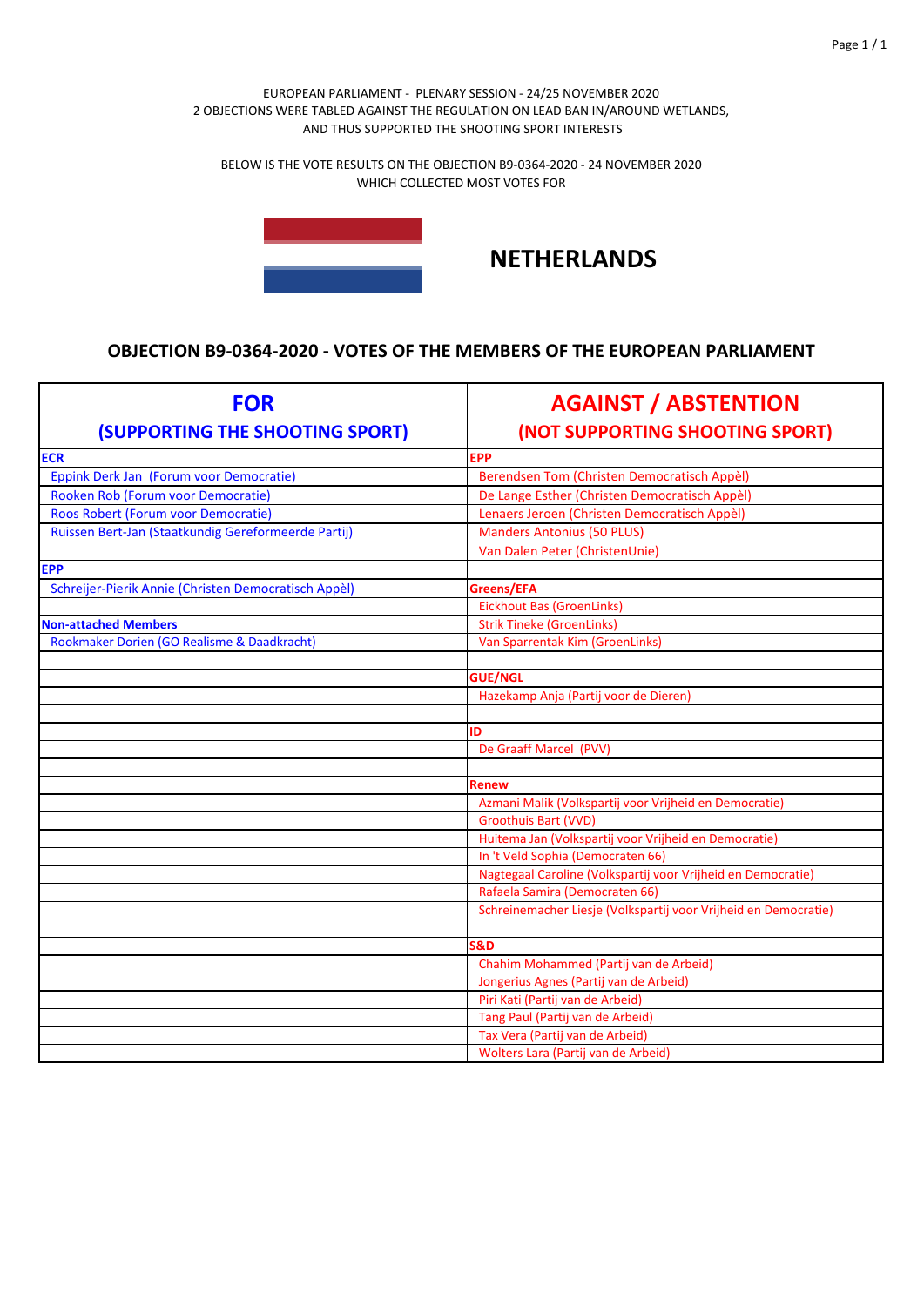EUROPEAN PARLIAMENT - PLENARY SESSION - 24/25 NOVEMBER 2020
2 OBJECTIONS WERE TABLED AGAINST THE REGULATION ON LEAD BAN IN/AROUND WETLANDS,
AND THUS SUPPORTED THE SHOOTING SPORT INTERESTS

BELOW IS THE VOTE RESULTS ON THE OBJECTION B9-0364-2020 - 24 NOVEMBER 2020
WHICH COLLECTED MOST VOTES FOR

# NETHERLANDS

## OBJECTION B9-0364-2020 - VOTES OF THE MEMBERS OF THE EUROPEAN PARLIAMENT

| FOR (SUPPORTING THE SHOOTING SPORT) | AGAINST / ABSTENTION (NOT SUPPORTING SHOOTING SPORT) |
|---|---|
| **ECR** | **EPP** |
| Eppink Derk Jan (Forum voor Democratie) | Berendsen Tom (Christen Democratisch Appèl) |
| Rooken Rob (Forum voor Democratie) | De Lange Esther (Christen Democratisch Appèl) |
| Roos Robert (Forum voor Democratie) | Lenaers Jeroen (Christen Democratisch Appèl) |
| Ruissen Bert-Jan (Staatkundig Gereformeerde Partij) | Manders Antonius (50 PLUS) |
| | Van Dalen Peter (ChristenUnie) |
| **EPP** | |
| Schreijer-Pierik Annie (Christen Democratisch Appèl) | **Greens/EFA** |
| | Eickhout Bas (GroenLinks) |
| **Non-attached Members** | Strik Tineke (GroenLinks) |
| Rookmaker Dorien (GO Realisme & Daadkracht) | Van Sparrentak Kim (GroenLinks) |
| | |
| | **GUE/NGL** |
| | Hazekamp Anja (Partij voor de Dieren) |
| | |
| | **ID** |
| | De Graaff Marcel (PVV) |
| | |
| | **Renew** |
| | Azmani Malik (Volkspartij voor Vrijheid en Democratie) |
| | Groothuis Bart (VVD) |
| | Huitema Jan (Volkspartij voor Vrijheid en Democratie) |
| | In 't Veld Sophia (Democraten 66) |
| | Nagtegaal Caroline (Volkspartij voor Vrijheid en Democratie) |
| | Rafaela Samira (Democraten 66) |
| | Schreinemacher Liesje (Volkspartij voor Vrijheid en Democratie) |
| | |
| | **S&D** |
| | Chahim Mohammed (Partij van de Arbeid) |
| | Jongerius Agnes (Partij van de Arbeid) |
| | Piri Kati (Partij van de Arbeid) |
| | Tang Paul (Partij van de Arbeid) |
| | Tax Vera (Partij van de Arbeid) |
| | Wolters Lara (Partij van de Arbeid) |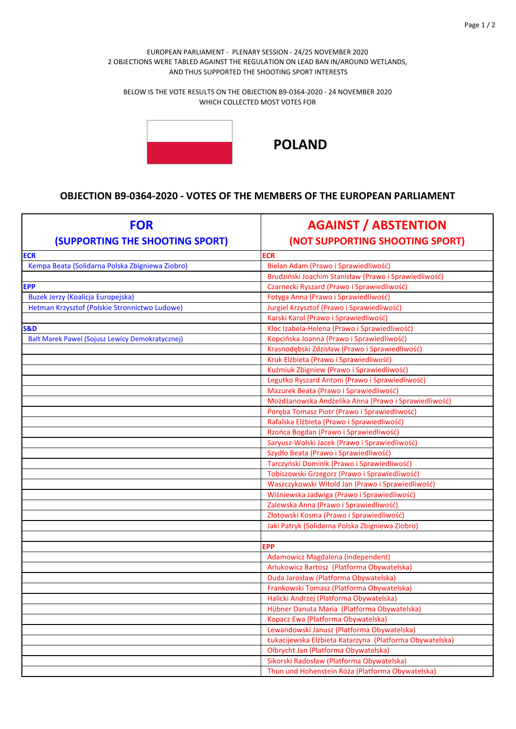EUROPEAN PARLIAMENT - PLENARY SESSION - 24/25 NOVEMBER 2020
2 OBJECTIONS WERE TABLED AGAINST THE REGULATION ON LEAD BAN IN/AROUND WETLANDS,
AND THUS SUPPORTED THE SHOOTING SPORT INTERESTS

BELOW IS THE VOTE RESULTS ON THE OBJECTION B9-0364-2020 - 24 NOVEMBER 2020
WHICH COLLECTED MOST VOTES FOR

# POLAND

## OBJECTION B9-0364-2020 - VOTES OF THE MEMBERS OF THE EUROPEAN PARLIAMENT

| FOR (SUPPORTING THE SHOOTING SPORT) | AGAINST / ABSTENTION (NOT SUPPORTING SHOOTING SPORT) |
|---|---|
| **ECR** | **ECR** |
| Kempa Beata (Solidarna Polska Zbigniewa Ziobro) | Bielan Adam (Prawo i Sprawiedliwość) |
| | Brudziński Joachim Stanisław (Prawo i Sprawiedliwość) |
| **EPP** | Czarnecki Ryszard (Prawo i Sprawiedliwość) |
| Buzek Jerzy (Koalicja Europejska) | Fotyga Anna (Prawo i Sprawiedliwość) |
| Hetman Krzysztof (Polskie Stronnictwo Ludowe) | Jurgiel Krzysztof (Prawo i Sprawiedliwość) |
| | Karski Karol (Prawo i Sprawiedliwość) |
| **S&D** | Kloc Izabela-Helena (Prawo i Sprawiedliwość) |
| Balt Marek Pawel (Sojusz Lewicy Demokratycznej) | Kopcińska Joanna (Prawo i Sprawiedliwość) |
| | Krasnodębski Zdzisław (Prawo i Sprawiedliwość) |
| | Kruk Elżbieta (Prawo i Sprawiedliwość) |
| | Kuźmiuk Zbigniew (Prawo i Sprawiedliwość) |
| | Legutko Ryszard Antoni (Prawo i Sprawiedliwość) |
| | Mazurek Beata (Prawo i Sprawiedliwość) |
| | Możdżanowska Andżelika Anna (Prawo i Sprawiedliwość) |
| | Poręba Tomasz Piotr (Prawo i Sprawiedliwość) |
| | Rafalska Elżbieta (Prawo i Sprawiedliwość) |
| | Rzońca Bogdan (Prawo i Sprawiedliwość) |
| | Saryusz-Wolski Jacek (Prawo i Sprawiedliwość) |
| | Szydło Beata (Prawo i Sprawiedliwość) |
| | Tarczyński Dominik (Prawo i Sprawiedliwość) |
| | Tobiszowski Grzegorz (Prawo i Sprawiedliwość) |
| | Waszczykowski Witold Jan (Prawo i Sprawiedliwość) |
| | Wiśniewska Jadwiga (Prawo i Sprawiedliwość) |
| | Zalewska Anna (Prawo i Sprawiedliwość) |
| | Złotowski Kosma (Prawo i Sprawiedliwość) |
| | Jaki Patryk (Solidarna Polska Zbigniewa Ziobro) |
| | |
| | **EPP** |
| | Adamowicz Magdalena (independent) |
| | Arlukowicz Bartosz (Platforma Obywatelska) |
| | Duda Jarosław (Platforma Obywatelska) |
| | Frankowski Tomasz (Platforma Obywatelska) |
| | Halicki Andrzej (Platforma Obywatelska) |
| | Hübner Danuta Maria (Platforma Obywatelska) |
| | Kopacz Ewa (Platforma Obywatelska) |
| | Lewandowski Janusz (Platforma Obywatelska) |
| | Łukacijewska Elżbieta Katarzyna (Platforma Obywatelska) |
| | Olbrycht Jan (Platforma Obywatelska) |
| | Sikorski Radosław (Platforma Obywatelska) |
| | Thun und Hohenstein Róża (Platforma Obywatelska) |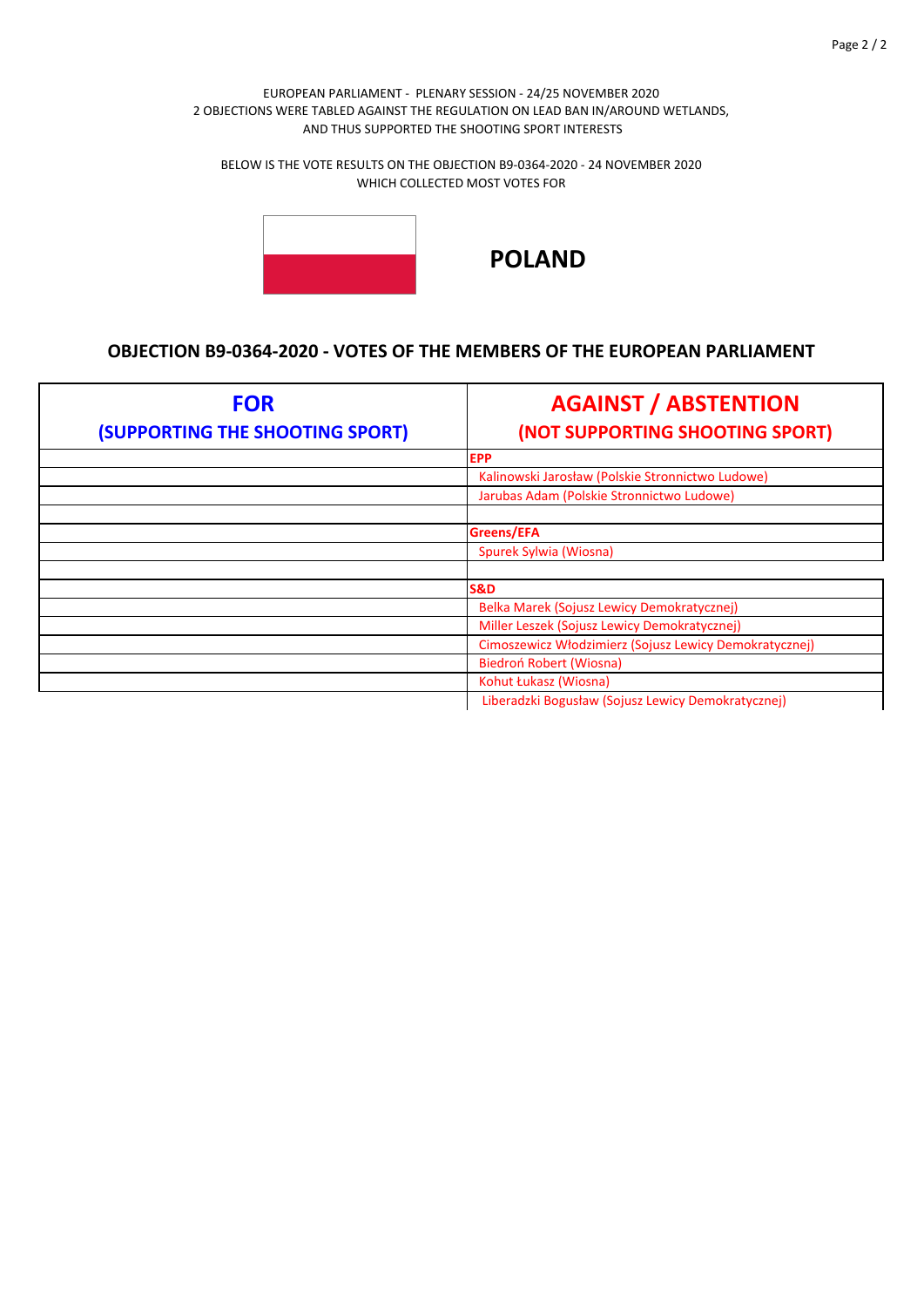EUROPEAN PARLIAMENT - PLENARY SESSION - 24/25 NOVEMBER 2020
2 OBJECTIONS WERE TABLED AGAINST THE REGULATION ON LEAD BAN IN/AROUND WETLANDS, AND THUS SUPPORTED THE SHOOTING SPORT INTERESTS

BELOW IS THE VOTE RESULTS ON THE OBJECTION B9-0364-2020 - 24 NOVEMBER 2020
WHICH COLLECTED MOST VOTES FOR

# POLAND

## OBJECTION B9-0364-2020 - VOTES OF THE MEMBERS OF THE EUROPEAN PARLIAMENT

| FOR (SUPPORTING THE SHOOTING SPORT) | AGAINST / ABSTENTION (NOT SUPPORTING SHOOTING SPORT) |
|---|---|
| | **EPP** |
| | Kalinowski Jarosław (Polskie Stronnictwo Ludowe) |
| | Jarubas Adam (Polskie Stronnictwo Ludowe) |
| | |
| | **Greens/EFA** |
| | Spurek Sylwia (Wiosna) |
| | |
| | **S&D** |
| | Belka Marek (Sojusz Lewicy Demokratycznej) |
| | Miller Leszek (Sojusz Lewicy Demokratycznej) |
| | Cimoszewicz Włodzimierz (Sojusz Lewicy Demokratycznej) |
| | Biedroń Robert (Wiosna) |
| | Kohut Łukasz (Wiosna) |
| | Liberadzki Bogusław (Sojusz Lewicy Demokratycznej) |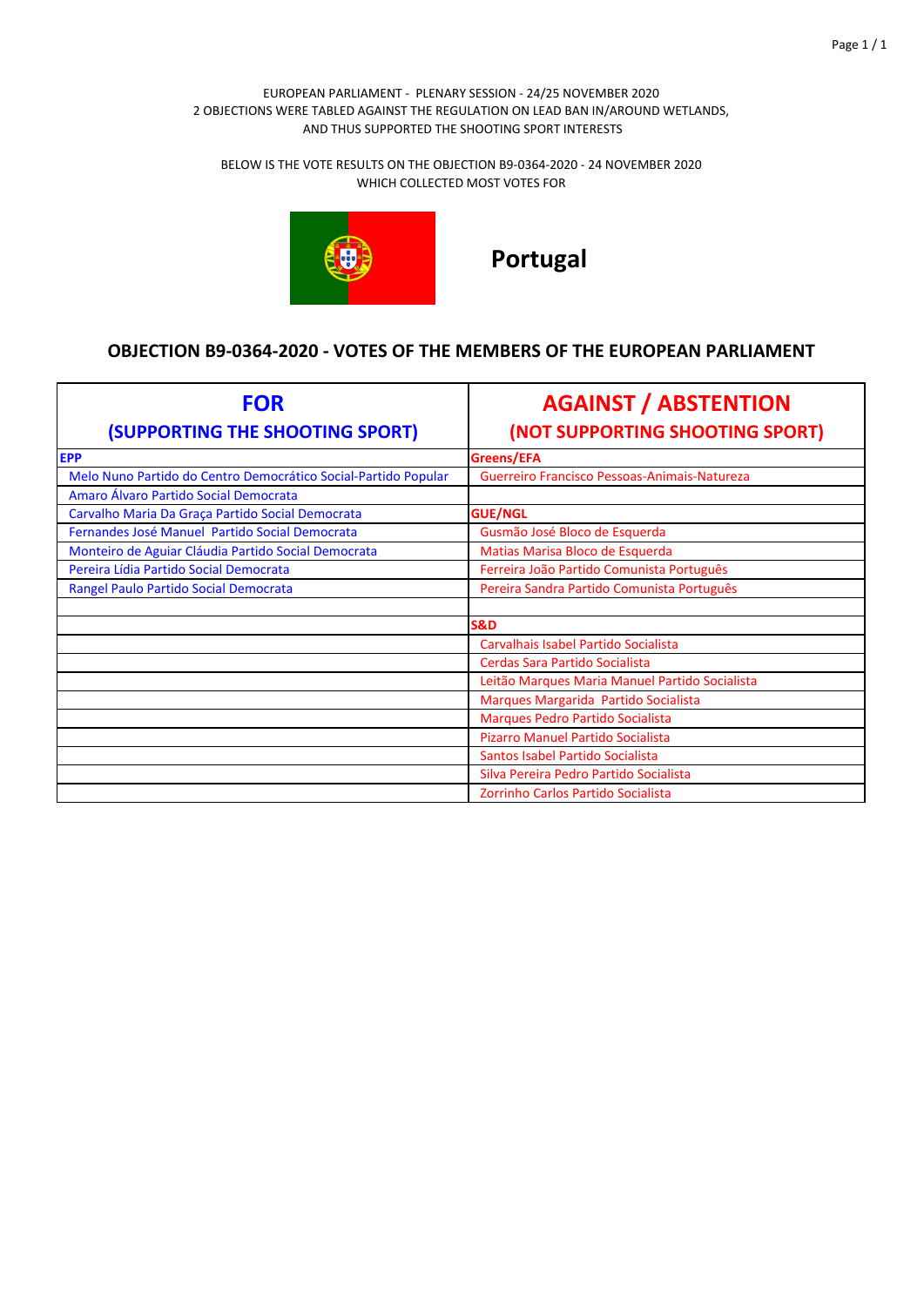EUROPEAN PARLIAMENT - PLENARY SESSION - 24/25 NOVEMBER 2020
2 OBJECTIONS WERE TABLED AGAINST THE REGULATION ON LEAD BAN IN/AROUND WETLANDS, AND THUS SUPPORTED THE SHOOTING SPORT INTERESTS

BELOW IS THE VOTE RESULTS ON THE OBJECTION B9-0364-2020 - 24 NOVEMBER 2020
WHICH COLLECTED MOST VOTES FOR

# Portugal

## OBJECTION B9-0364-2020 - VOTES OF THE MEMBERS OF THE EUROPEAN PARLIAMENT

| FOR (SUPPORTING THE SHOOTING SPORT) | AGAINST / ABSTENTION (NOT SUPPORTING SHOOTING SPORT) |
|---|---|
| **EPP** | **Greens/EFA** |
| Melo Nuno Partido do Centro Democrático Social-Partido Popular | Guerreiro Francisco Pessoas-Animais-Natureza |
| Amaro Álvaro Partido Social Democrata | |
| Carvalho Maria Da Graça Partido Social Democrata | **GUE/NGL** |
| Fernandes José Manuel Partido Social Democrata | Gusmão José Bloco de Esquerda |
| Monteiro de Aguiar Cláudia Partido Social Democrata | Matias Marisa Bloco de Esquerda |
| Pereira Lídia Partido Social Democrata | Ferreira João Partido Comunista Português |
| Rangel Paulo Partido Social Democrata | Pereira Sandra Partido Comunista Português |
| | |
| | **S&D** |
| | Carvalhais Isabel Partido Socialista |
| | Cerdas Sara Partido Socialista |
| | Leitão Marques Maria Manuel Partido Socialista |
| | Marques Margarida Partido Socialista |
| | Marques Pedro Partido Socialista |
| | Pizarro Manuel Partido Socialista |
| | Santos Isabel Partido Socialista |
| | Silva Pereira Pedro Partido Socialista |
| | Zorrinho Carlos Partido Socialista |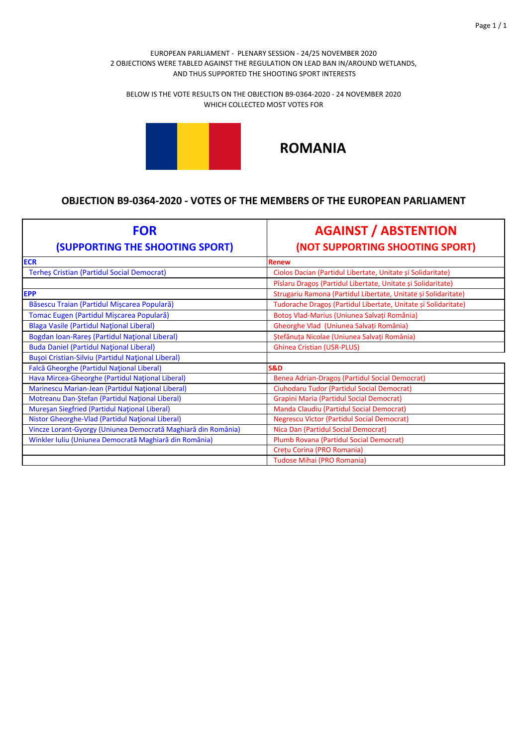EUROPEAN PARLIAMENT - PLENARY SESSION - 24/25 NOVEMBER 2020
2 OBJECTIONS WERE TABLED AGAINST THE REGULATION ON LEAD BAN IN/AROUND WETLANDS,
AND THUS SUPPORTED THE SHOOTING SPORT INTERESTS

BELOW IS THE VOTE RESULTS ON THE OBJECTION B9-0364-2020 - 24 NOVEMBER 2020
WHICH COLLECTED MOST VOTES FOR

## ROMANIA

## OBJECTION B9-0364-2020 - VOTES OF THE MEMBERS OF THE EUROPEAN PARLIAMENT

| FOR (SUPPORTING THE SHOOTING SPORT) | AGAINST / ABSTENTION (NOT SUPPORTING SHOOTING SPORT) |
|---|---|
| **ECR** | **Renew** |
| Terheş Cristian (Partidul Social Democrat) | Ciolos Dacian (Partidul Libertate, Unitate și Solidaritate) |
| | Pîslaru Dragoș (Partidul Libertate, Unitate și Solidaritate) |
| **EPP** | Strugariu Ramona (Partidul Libertate, Unitate și Solidaritate) |
| Băsescu Traian (Partidul Mişcarea Populară) | Tudorache Dragoș (Partidul Libertate, Unitate și Solidaritate) |
| Tomac Eugen (Partidul Mişcarea Populară) | Botoș Vlad-Marius (Uniunea Salvați România) |
| Blaga Vasile (Partidul Naţional Liberal) | Gheorghe Vlad (Uniunea Salvați România) |
| Bogdan Ioan-Rareș (Partidul Naţional Liberal) | Ștefănuța Nicolae (Uniunea Salvați România) |
| Buda Daniel (Partidul Naţional Liberal) | Ghinea Cristian (USR-PLUS) |
| Buşoi Cristian-Silviu (Partidul Naţional Liberal) | |
| Falcă Gheorghe (Partidul Naţional Liberal) | **S&D** |
| Hava Mircea-Gheorghe (Partidul Naţional Liberal) | Benea Adrian-Dragoș (Partidul Social Democrat) |
| Marinescu Marian-Jean (Partidul Naţional Liberal) | Ciuhodaru Tudor (Partidul Social Democrat) |
| Motreanu Dan-Ștefan (Partidul Naţional Liberal) | Grapini Maria (Partidul Social Democrat) |
| Mureşan Siegfried (Partidul Naţional Liberal) | Manda Claudiu (Partidul Social Democrat) |
| Nistor Gheorghe-Vlad (Partidul Naţional Liberal) | Negrescu Victor (Partidul Social Democrat) |
| Vincze Lorant-Gyorgy (Uniunea Democrată Maghiară din România) | Nica Dan (Partidul Social Democrat) |
| Winkler Iuliu (Uniunea Democrată Maghiară din România) | Plumb Rovana (Partidul Social Democrat) |
| | Crețu Corina (PRO Romania) |
| | Tudose Mihai (PRO Romania) |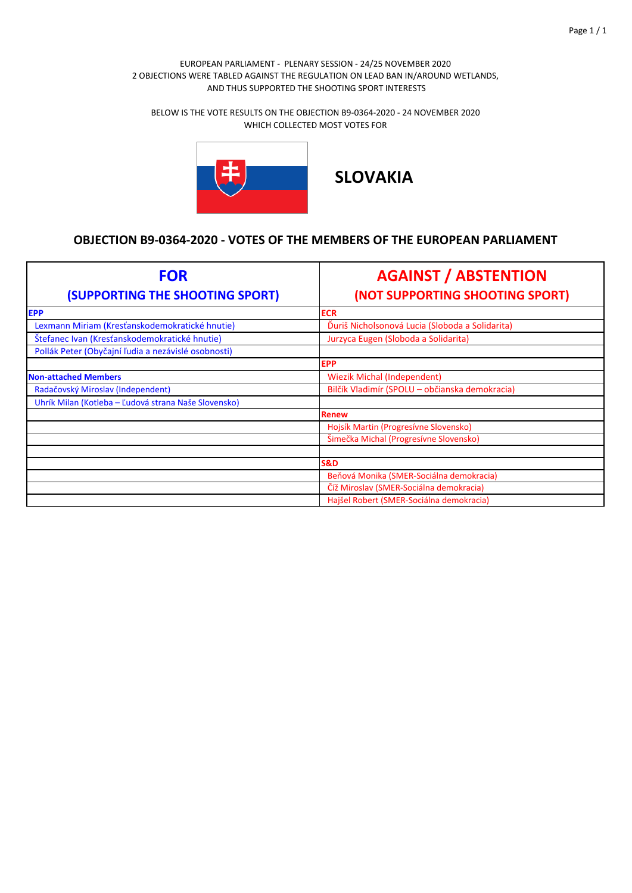EUROPEAN PARLIAMENT - PLENARY SESSION - 24/25 NOVEMBER 2020
2 OBJECTIONS WERE TABLED AGAINST THE REGULATION ON LEAD BAN IN/AROUND WETLANDS, AND THUS SUPPORTED THE SHOOTING SPORT INTERESTS

BELOW IS THE VOTE RESULTS ON THE OBJECTION B9-0364-2020 - 24 NOVEMBER 2020
WHICH COLLECTED MOST VOTES FOR

# SLOVAKIA

## OBJECTION B9-0364-2020 - VOTES OF THE MEMBERS OF THE EUROPEAN PARLIAMENT

| FOR (SUPPORTING THE SHOOTING SPORT) | AGAINST / ABSTENTION (NOT SUPPORTING SHOOTING SPORT) |
|---|---|
| **EPP** | **ECR** |
| Lexmann Miriam (Kresťanskodemokratické hnutie) | Ďuriš Nicholsonová Lucia (Sloboda a Solidarita) |
| Štefanec Ivan (Kresťanskodemokratické hnutie) | Jurzyca Eugen (Sloboda a Solidarita) |
| Pollák Peter (Obyčajní ľudia a nezávislé osobnosti) | |
| | **EPP** |
| **Non-attached Members** | Wiezik Michal (Independent) |
| Radačovský Miroslav (Independent) | Bilčík Vladimír (SPOLU – občianska demokracia) |
| Uhrík Milan (Kotleba – Ľudová strana Naše Slovensko) | |
| | **Renew** |
| | Hojsík Martin (Progresívne Slovensko) |
| | Šimečka Michal (Progresívne Slovensko) |
| | |
| | **S&D** |
| | Beňová Monika (SMER-Sociálna demokracia) |
| | Číž Miroslav (SMER-Sociálna demokracia) |
| | Hajšel Robert (SMER-Sociálna demokracia) |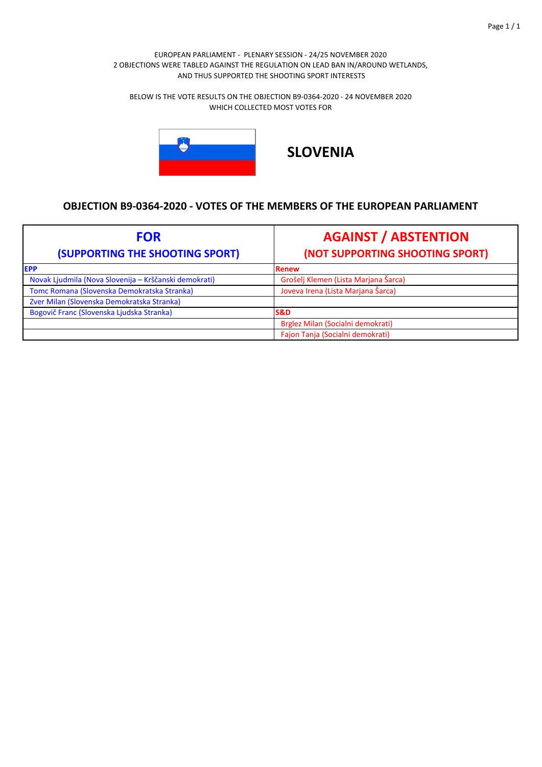EUROPEAN PARLIAMENT - PLENARY SESSION - 24/25 NOVEMBER 2020
2 OBJECTIONS WERE TABLED AGAINST THE REGULATION ON LEAD BAN IN/AROUND WETLANDS, AND THUS SUPPORTED THE SHOOTING SPORT INTERESTS

BELOW IS THE VOTE RESULTS ON THE OBJECTION B9-0364-2020 - 24 NOVEMBER 2020
WHICH COLLECTED MOST VOTES FOR

# SLOVENIA

## OBJECTION B9-0364-2020 - VOTES OF THE MEMBERS OF THE EUROPEAN PARLIAMENT

| FOR (SUPPORTING THE SHOOTING SPORT) | AGAINST / ABSTENTION (NOT SUPPORTING SHOOTING SPORT) |
|---|---|
| **EPP** | **Renew** |
| Novak Ljudmila (Nova Slovenija – Krščanski demokrati) | Grošelj Klemen (Lista Marjana Šarca) |
| Tomc Romana (Slovenska Demokratska Stranka) | Joveva Irena (Lista Marjana Šarca) |
| Zver Milan (Slovenska Demokratska Stranka) | |
| Bogovič Franc (Slovenska Ljudska Stranka) | **S&D** |
| | Brglez Milan (Socialni demokrati) |
| | Fajon Tanja (Socialni demokrati) |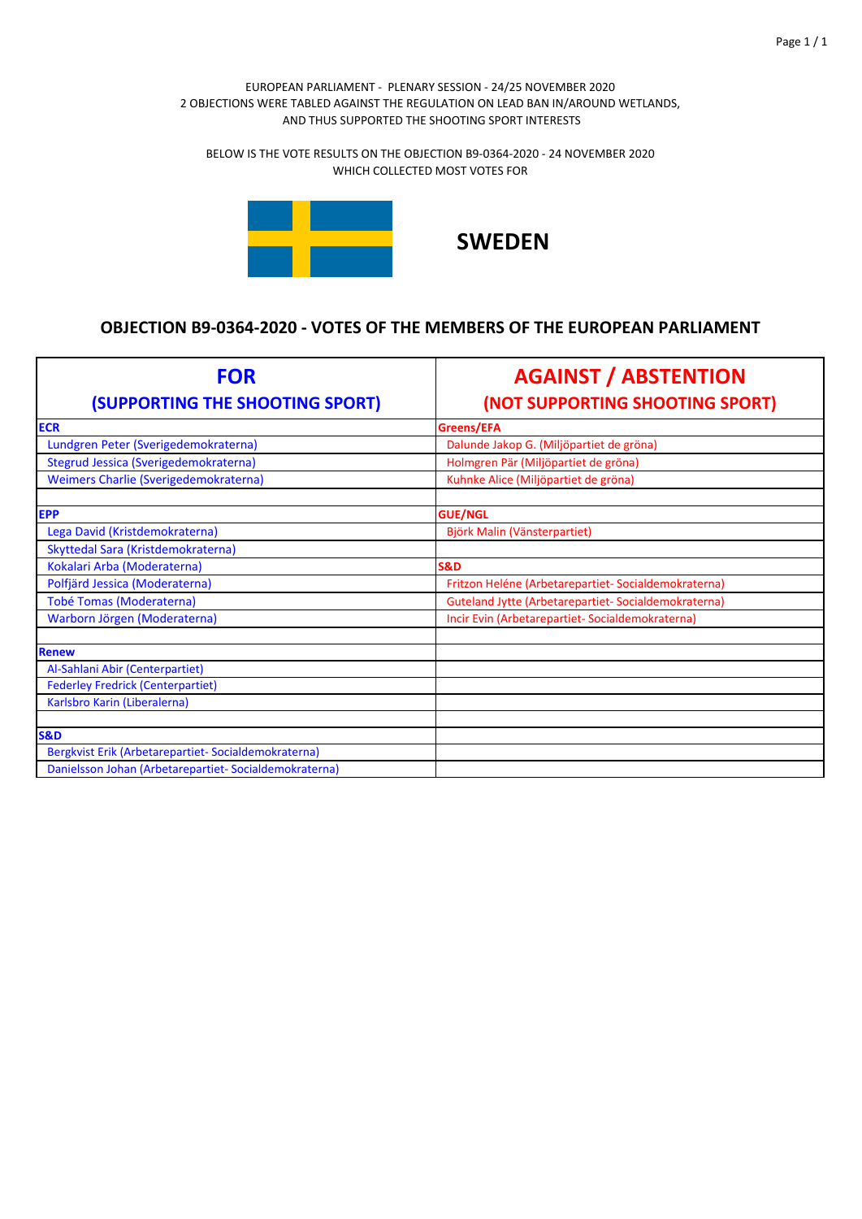EUROPEAN PARLIAMENT - PLENARY SESSION - 24/25 NOVEMBER 2020
2 OBJECTIONS WERE TABLED AGAINST THE REGULATION ON LEAD BAN IN/AROUND WETLANDS,
AND THUS SUPPORTED THE SHOOTING SPORT INTERESTS

BELOW IS THE VOTE RESULTS ON THE OBJECTION B9-0364-2020 - 24 NOVEMBER 2020
WHICH COLLECTED MOST VOTES FOR

## SWEDEN

## OBJECTION B9-0364-2020 - VOTES OF THE MEMBERS OF THE EUROPEAN PARLIAMENT

| FOR<br>(SUPPORTING THE SHOOTING SPORT) | AGAINST / ABSTENTION<br>(NOT SUPPORTING SHOOTING SPORT) |
|---|---|
| **ECR** | **Greens/EFA** |
| Lundgren Peter (Sverigedemokraterna) | Dalunde Jakop G. (Miljöpartiet de gröna) |
| Stegrud Jessica (Sverigedemokraterna) | Holmgren Pär (Miljöpartiet de gröna) |
| Weimers Charlie (Sverigedemokraterna) | Kuhnke Alice (Miljöpartiet de gröna) |
| | |
| **EPP** | **GUE/NGL** |
| Lega David (Kristdemokraterna) | Björk Malin (Vänsterpartiet) |
| Skyttedal Sara (Kristdemokraterna) | |
| Kokalari Arba (Moderaterna) | **S&D** |
| Polfjärd Jessica (Moderaterna) | Fritzon Heléne (Arbetarepartiet- Socialdemokraterna) |
| Tobé Tomas (Moderaterna) | Guteland Jytte (Arbetarepartiet- Socialdemokraterna) |
| Warborn Jörgen (Moderaterna) | Incir Evin (Arbetarepartiet- Socialdemokraterna) |
| | |
| **Renew** | |
| Al-Sahlani Abir (Centerpartiet) | |
| Federley Fredrick (Centerpartiet) | |
| Karlsbro Karin (Liberalerna) | |
| | |
| **S&D** | |
| Bergkvist Erik (Arbetarepartiet- Socialdemokraterna) | |
| Danielsson Johan (Arbetarepartiet- Socialdemokraterna) | |